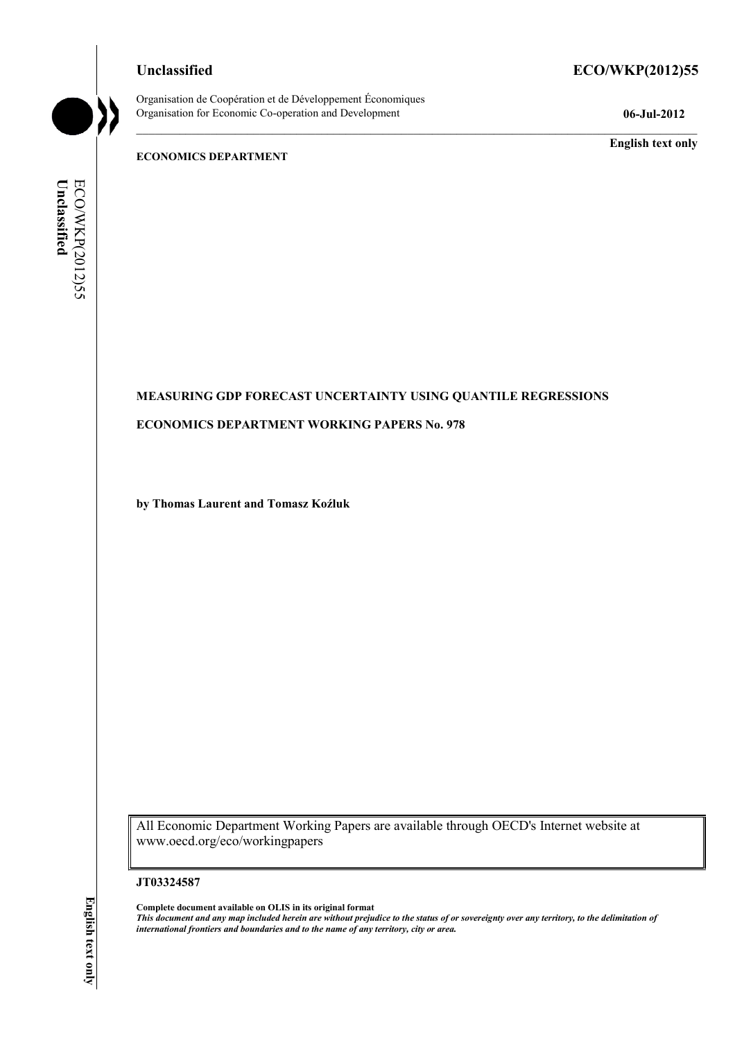Unclassified **ECO/WKP(2012)55**

Organisation de Coopération et de Développement Économiques
Organisation for Economic Co-operation and Development **06-Jul-2012**

**English text only**

**ECONOMICS DEPARTMENT**

**MEASURING GDP FORECAST UNCERTAINTY USING QUANTILE REGRESSIONS**

**ECONOMICS DEPARTMENT WORKING PAPERS No. 978**

**by Thomas Laurent and Tomasz Koźluk**

All Economic Department Working Papers are available through OECD's Internet website at www.oecd.org/eco/workingpapers

**JT03324587**

**Complete document available on OLIS in its original format**
***This document and any map included herein are without prejudice to the status of or sovereignty over any territory, to the delimitation of international frontiers and boundaries and to the name of any territory, city or area.***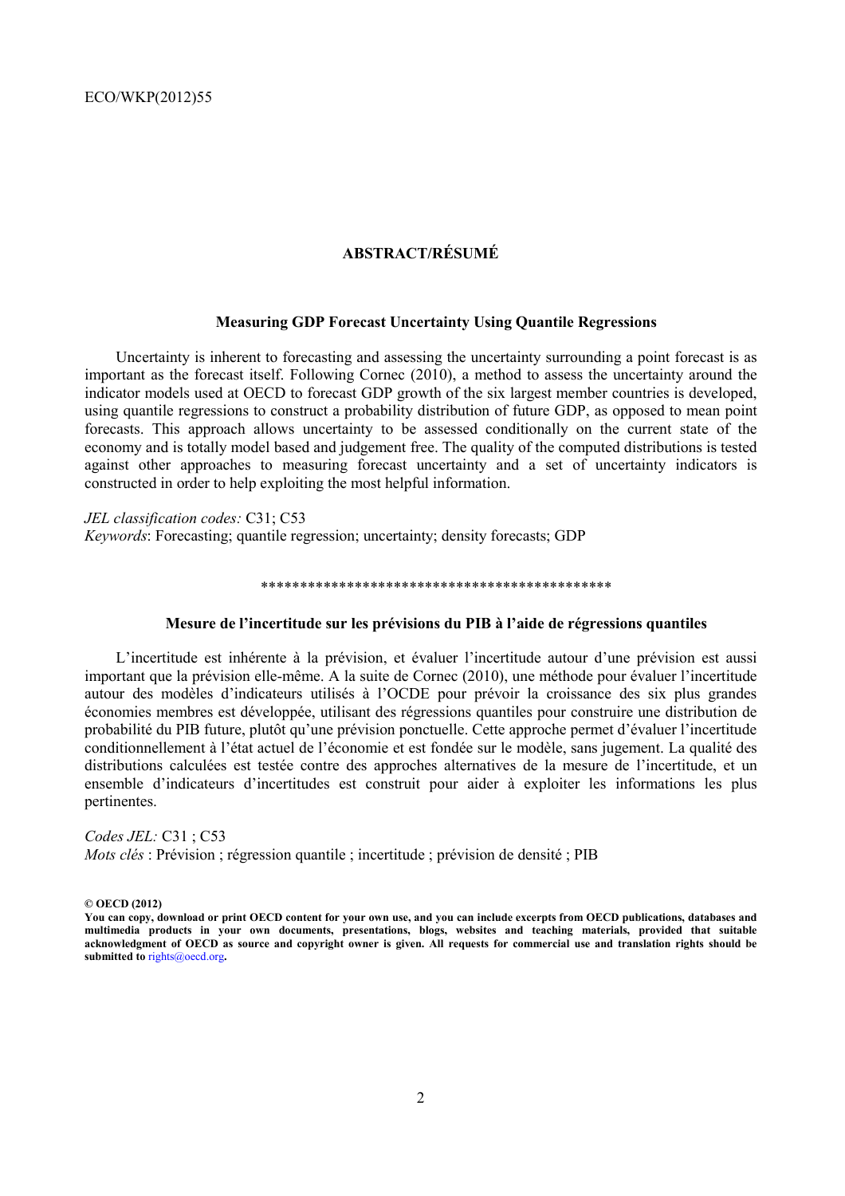## ABSTRACT/RÉSUMÉ

### Measuring GDP Forecast Uncertainty Using Quantile Regressions

Uncertainty is inherent to forecasting and assessing the uncertainty surrounding a point forecast is as important as the forecast itself. Following Cornec (2010), a method to assess the uncertainty around the indicator models used at OECD to forecast GDP growth of the six largest member countries is developed, using quantile regressions to construct a probability distribution of future GDP, as opposed to mean point forecasts. This approach allows uncertainty to be assessed conditionally on the current state of the economy and is totally model based and judgement free. The quality of the computed distributions is tested against other approaches to measuring forecast uncertainty and a set of uncertainty indicators is constructed in order to help exploiting the most helpful information.

*JEL classification codes:* C31; C53
*Keywords*: Forecasting; quantile regression; uncertainty; density forecasts; GDP

\*\*\*\*\*\*\*\*\*\*\*\*\*\*\*\*\*\*\*\*\*\*\*\*\*\*\*\*\*\*\*\*\*\*\*\*\*\*\*\*\*\*\*\*\*

### Mesure de l'incertitude sur les prévisions du PIB à l'aide de régressions quantiles

L'incertitude est inhérente à la prévision, et évaluer l'incertitude autour d'une prévision est aussi important que la prévision elle-même. A la suite de Cornec (2010), une méthode pour évaluer l'incertitude autour des modèles d'indicateurs utilisés à l'OCDE pour prévoir la croissance des six plus grandes économies membres est développée, utilisant des régressions quantiles pour construire une distribution de probabilité du PIB future, plutôt qu'une prévision ponctuelle. Cette approche permet d'évaluer l'incertitude conditionnellement à l'état actuel de l'économie et est fondée sur le modèle, sans jugement. La qualité des distributions calculées est testée contre des approches alternatives de la mesure de l'incertitude, et un ensemble d'indicateurs d'incertitudes est construit pour aider à exploiter les informations les plus pertinentes.

*Codes JEL:* C31 ; C53
*Mots clés* : Prévision ; régression quantile ; incertitude ; prévision de densité ; PIB

**© OECD (2012)**
**You can copy, download or print OECD content for your own use, and you can include excerpts from OECD publications, databases and multimedia products in your own documents, presentations, blogs, websites and teaching materials, provided that suitable acknowledgment of OECD as source and copyright owner is given. All requests for commercial use and translation rights should be submitted to rights@oecd.org.**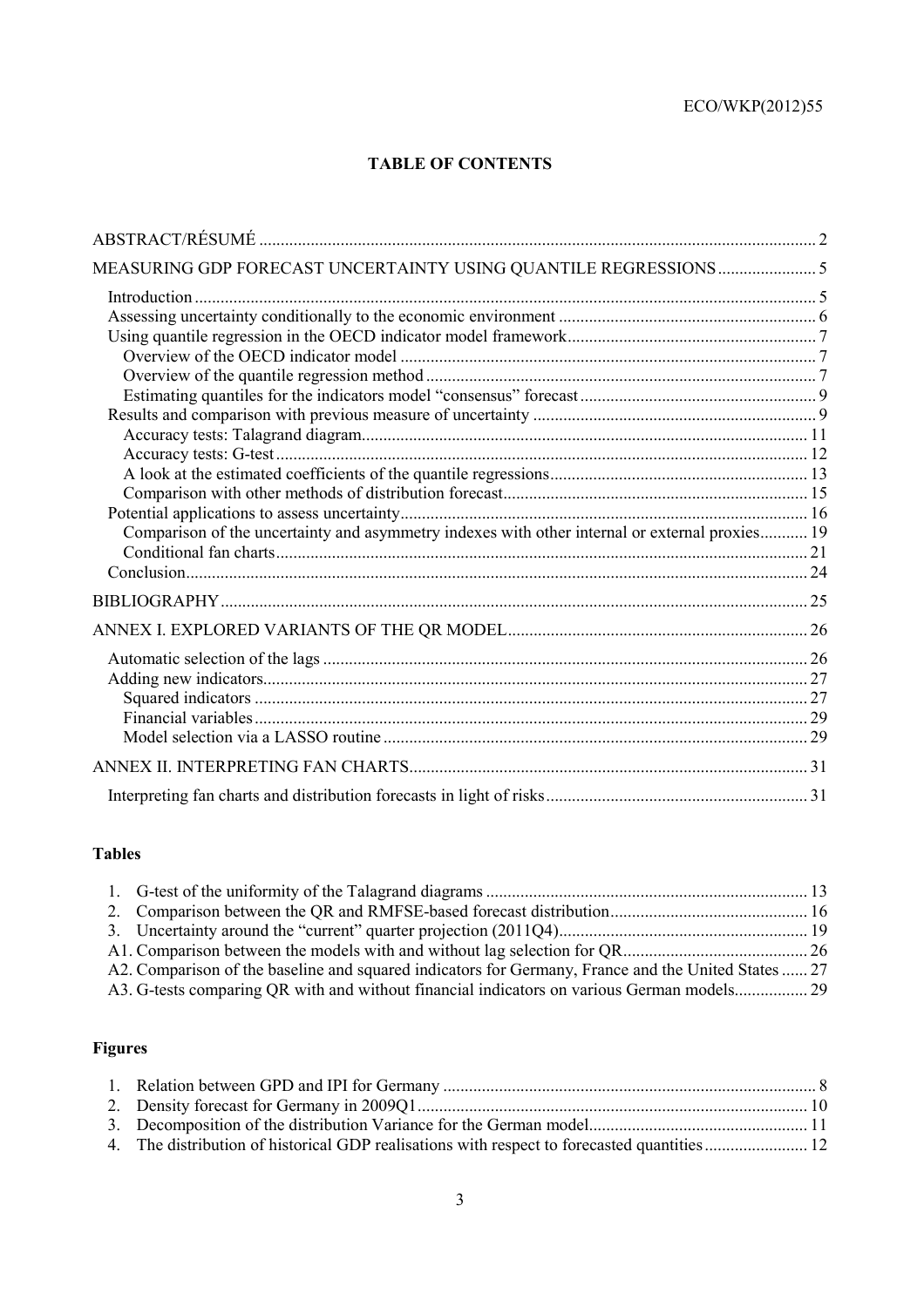**TABLE OF CONTENTS**

ABSTRACT/RÉSUMÉ .......... 2

MEASURING GDP FORECAST UNCERTAINTY USING QUANTILE REGRESSIONS .......... 5

- Introduction .......... 5
- Assessing uncertainty conditionally to the economic environment .......... 6
- Using quantile regression in the OECD indicator model framework .......... 7
  - Overview of the OECD indicator model .......... 7
  - Overview of the quantile regression method .......... 7
  - Estimating quantiles for the indicators model "consensus" forecast .......... 9
- Results and comparison with previous measure of uncertainty .......... 9
  - Accuracy tests: Talagrand diagram .......... 11
  - Accuracy tests: G-test .......... 12
  - A look at the estimated coefficients of the quantile regressions .......... 13
  - Comparison with other methods of distribution forecast .......... 15
- Potential applications to assess uncertainty .......... 16
  - Comparison of the uncertainty and asymmetry indexes with other internal or external proxies .......... 19
  - Conditional fan charts .......... 21
- Conclusion .......... 24

BIBLIOGRAPHY .......... 25

ANNEX I. EXPLORED VARIANTS OF THE QR MODEL .......... 26

- Automatic selection of the lags .......... 26
- Adding new indicators .......... 27
  - Squared indicators .......... 27
  - Financial variables .......... 29
  - Model selection via a LASSO routine .......... 29

ANNEX II. INTERPRETING FAN CHARTS .......... 31

- Interpreting fan charts and distribution forecasts in light of risks .......... 31

**Tables**

1. G-test of the uniformity of the Talagrand diagrams .......... 13
2. Comparison between the QR and RMFSE-based forecast distribution .......... 16
3. Uncertainty around the "current" quarter projection (2011Q4) .......... 19

A1. Comparison between the models with and without lag selection for QR .......... 26
A2. Comparison of the baseline and squared indicators for Germany, France and the United States .......... 27
A3. G-tests comparing QR with and without financial indicators on various German models .......... 29

**Figures**

1. Relation between GPD and IPI for Germany .......... 8
2. Density forecast for Germany in 2009Q1 .......... 10
3. Decomposition of the distribution Variance for the German model .......... 11
4. The distribution of historical GDP realisations with respect to forecasted quantities .......... 12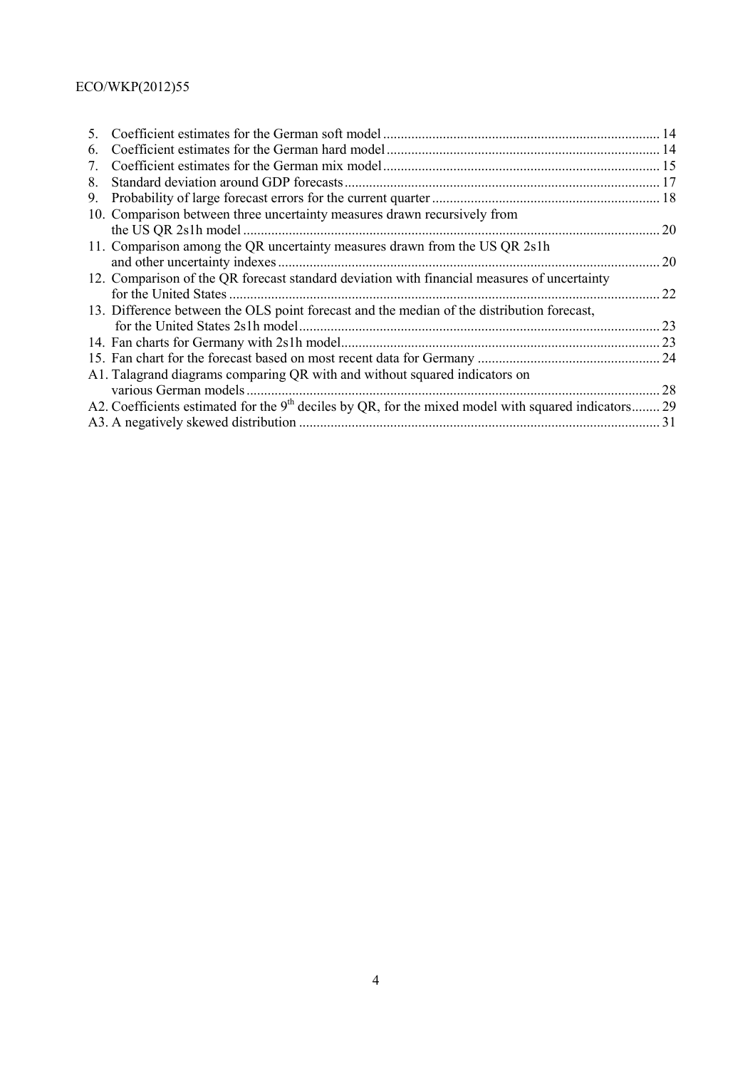5. Coefficient estimates for the German soft model ............................................................................ 14
6. Coefficient estimates for the German hard model ........................................................................... 14
7. Coefficient estimates for the German mix model ............................................................................ 15
8. Standard deviation around GDP forecasts ........................................................................................ 17
9. Probability of large forecast errors for the current quarter ............................................................... 18
10. Comparison between three uncertainty measures drawn recursively from the US QR 2s1h model ..................................................................................................................... 20
11. Comparison among the QR uncertainty measures drawn from the US QR 2s1h and other uncertainty indexes ............................................................................................................ 20
12. Comparison of the QR forecast standard deviation with financial measures of uncertainty for the United States ......................................................................................................................... 22
13. Difference between the OLS point forecast and the median of the distribution forecast, for the United States 2s1h model ...................................................................................................... 23
14. Fan charts for Germany with 2s1h model.......................................................................................... 23
15. Fan chart for the forecast based on most recent data for Germany .................................................. 24

A1. Talagrand diagrams comparing QR with and without squared indicators on various German models ..................................................................................................................... 28
A2. Coefficients estimated for the 9th deciles by QR, for the mixed model with squared indicators........ 29
A3. A negatively skewed distribution ...................................................................................................... 31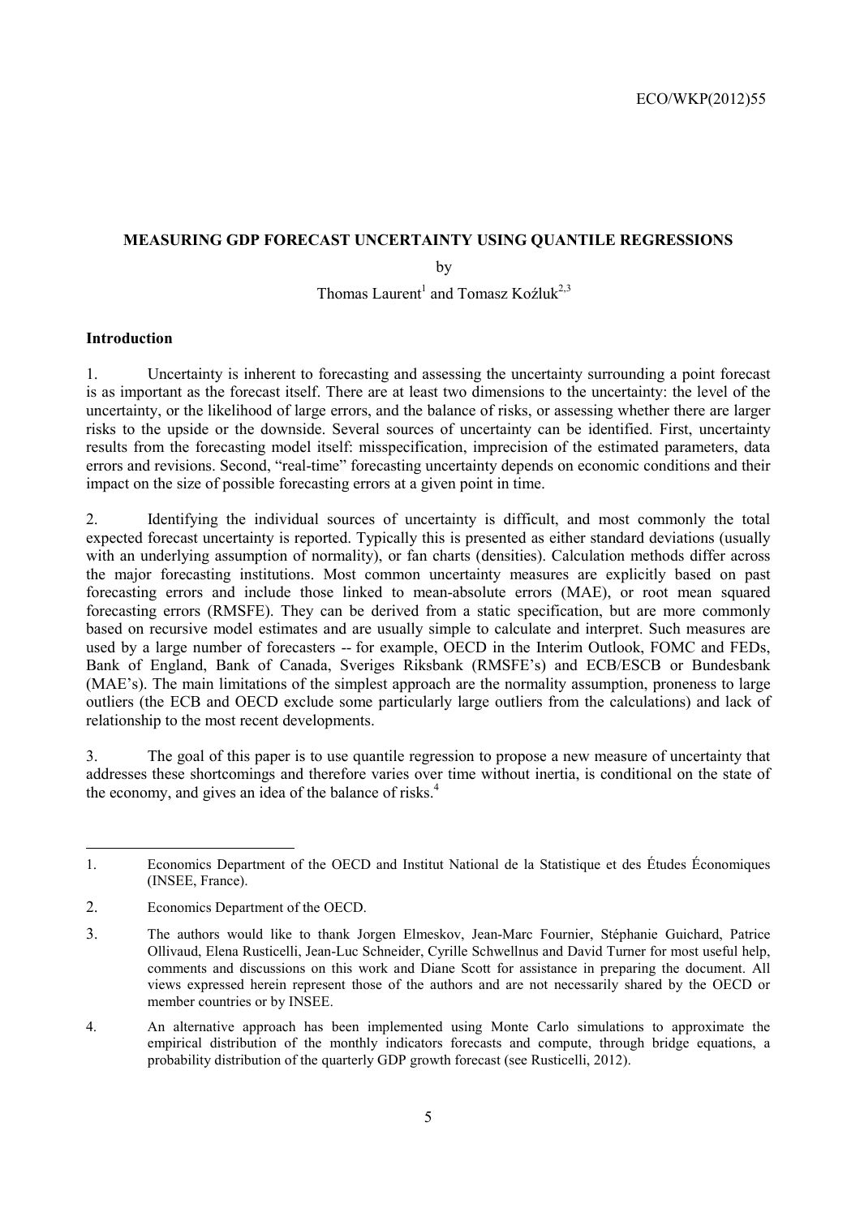## MEASURING GDP FORECAST UNCERTAINTY USING QUANTILE REGRESSIONS

by

Thomas Laurent[1] and Tomasz Koźluk[2,3]

### Introduction

1. Uncertainty is inherent to forecasting and assessing the uncertainty surrounding a point forecast is as important as the forecast itself. There are at least two dimensions to the uncertainty: the level of the uncertainty, or the likelihood of large errors, and the balance of risks, or assessing whether there are larger risks to the upside or the downside. Several sources of uncertainty can be identified. First, uncertainty results from the forecasting model itself: misspecification, imprecision of the estimated parameters, data errors and revisions. Second, "real-time" forecasting uncertainty depends on economic conditions and their impact on the size of possible forecasting errors at a given point in time.

2. Identifying the individual sources of uncertainty is difficult, and most commonly the total expected forecast uncertainty is reported. Typically this is presented as either standard deviations (usually with an underlying assumption of normality), or fan charts (densities). Calculation methods differ across the major forecasting institutions. Most common uncertainty measures are explicitly based on past forecasting errors and include those linked to mean-absolute errors (MAE), or root mean squared forecasting errors (RMSFE). They can be derived from a static specification, but are more commonly based on recursive model estimates and are usually simple to calculate and interpret. Such measures are used by a large number of forecasters -- for example, OECD in the Interim Outlook, FOMC and FEDs, Bank of England, Bank of Canada, Sveriges Riksbank (RMSFE's) and ECB/ESCB or Bundesbank (MAE's). The main limitations of the simplest approach are the normality assumption, proneness to large outliers (the ECB and OECD exclude some particularly large outliers from the calculations) and lack of relationship to the most recent developments.

3. The goal of this paper is to use quantile regression to propose a new measure of uncertainty that addresses these shortcomings and therefore varies over time without inertia, is conditional on the state of the economy, and gives an idea of the balance of risks.[4]

---

1. Economics Department of the OECD and Institut National de la Statistique et des Études Économiques (INSEE, France).

2. Economics Department of the OECD.

3. The authors would like to thank Jorgen Elmeskov, Jean-Marc Fournier, Stéphanie Guichard, Patrice Ollivaud, Elena Rusticelli, Jean-Luc Schneider, Cyrille Schwellnus and David Turner for most useful help, comments and discussions on this work and Diane Scott for assistance in preparing the document. All views expressed herein represent those of the authors and are not necessarily shared by the OECD or member countries or by INSEE.

4. An alternative approach has been implemented using Monte Carlo simulations to approximate the empirical distribution of the monthly indicators forecasts and compute, through bridge equations, a probability distribution of the quarterly GDP growth forecast (see Rusticelli, 2012).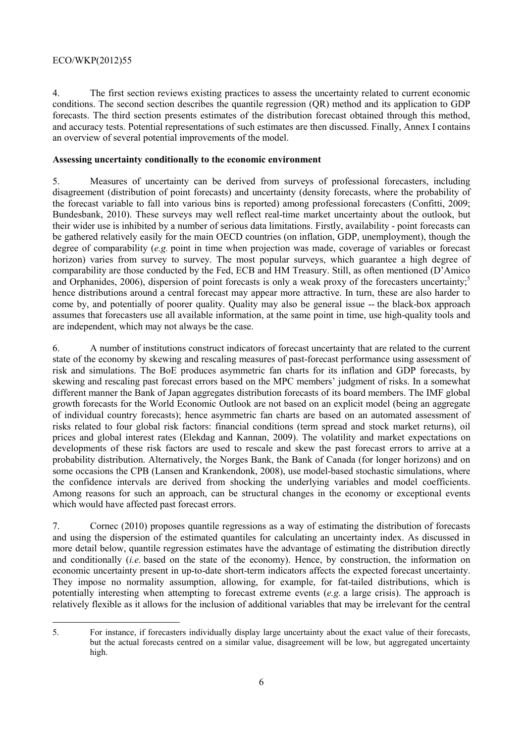4. The first section reviews existing practices to assess the uncertainty related to current economic conditions. The second section describes the quantile regression (QR) method and its application to GDP forecasts. The third section presents estimates of the distribution forecast obtained through this method, and accuracy tests. Potential representations of such estimates are then discussed. Finally, Annex I contains an overview of several potential improvements of the model.

## Assessing uncertainty conditionally to the economic environment

5. Measures of uncertainty can be derived from surveys of professional forecasters, including disagreement (distribution of point forecasts) and uncertainty (density forecasts, where the probability of the forecast variable to fall into various bins is reported) among professional forecasters (Confitti, 2009; Bundesbank, 2010). These surveys may well reflect real-time market uncertainty about the outlook, but their wider use is inhibited by a number of serious data limitations. Firstly, availability - point forecasts can be gathered relatively easily for the main OECD countries (on inflation, GDP, unemployment), though the degree of comparability (*e.g.* point in time when projection was made, coverage of variables or forecast horizon) varies from survey to survey. The most popular surveys, which guarantee a high degree of comparability are those conducted by the Fed, ECB and HM Treasury. Still, as often mentioned (D'Amico and Orphanides, 2006), dispersion of point forecasts is only a weak proxy of the forecasters uncertainty;[5] hence distributions around a central forecast may appear more attractive. In turn, these are also harder to come by, and potentially of poorer quality. Quality may also be general issue -- the black-box approach assumes that forecasters use all available information, at the same point in time, use high-quality tools and are independent, which may not always be the case.

6. A number of institutions construct indicators of forecast uncertainty that are related to the current state of the economy by skewing and rescaling measures of past-forecast performance using assessment of risk and simulations. The BoE produces asymmetric fan charts for its inflation and GDP forecasts, by skewing and rescaling past forecast errors based on the MPC members' judgment of risks. In a somewhat different manner the Bank of Japan aggregates distribution forecasts of its board members. The IMF global growth forecasts for the World Economic Outlook are not based on an explicit model (being an aggregate of individual country forecasts); hence asymmetric fan charts are based on an automated assessment of risks related to four global risk factors: financial conditions (term spread and stock market returns), oil prices and global interest rates (Elekdag and Kannan, 2009). The volatility and market expectations on developments of these risk factors are used to rescale and skew the past forecast errors to arrive at a probability distribution. Alternatively, the Norges Bank, the Bank of Canada (for longer horizons) and on some occasions the CPB (Lansen and Krankendonk, 2008), use model-based stochastic simulations, where the confidence intervals are derived from shocking the underlying variables and model coefficients. Among reasons for such an approach, can be structural changes in the economy or exceptional events which would have affected past forecast errors.

7. Cornec (2010) proposes quantile regressions as a way of estimating the distribution of forecasts and using the dispersion of the estimated quantiles for calculating an uncertainty index. As discussed in more detail below, quantile regression estimates have the advantage of estimating the distribution directly and conditionally (*i.e.* based on the state of the economy). Hence, by construction, the information on economic uncertainty present in up-to-date short-term indicators affects the expected forecast uncertainty. They impose no normality assumption, allowing, for example, for fat-tailed distributions, which is potentially interesting when attempting to forecast extreme events (*e.g.* a large crisis). The approach is relatively flexible as it allows for the inclusion of additional variables that may be irrelevant for the central

---

5. For instance, if forecasters individually display large uncertainty about the exact value of their forecasts, but the actual forecasts centred on a similar value, disagreement will be low, but aggregated uncertainty high.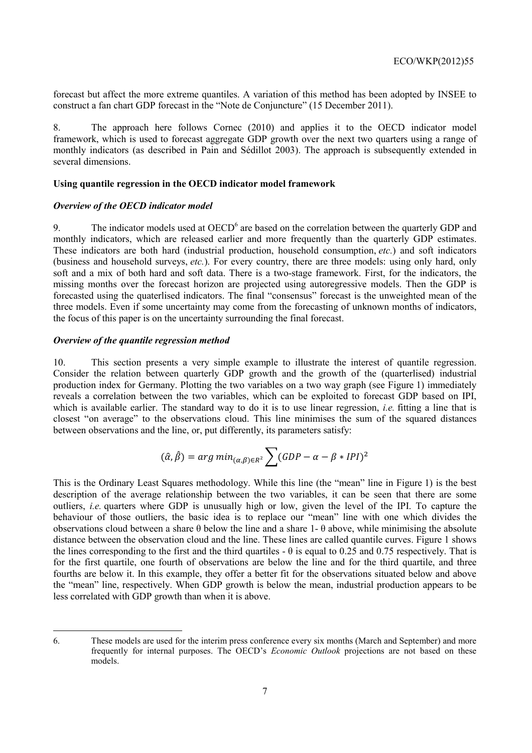forecast but affect the more extreme quantiles. A variation of this method has been adopted by INSEE to construct a fan chart GDP forecast in the "Note de Conjuncture" (15 December 2011).

8. The approach here follows Cornec (2010) and applies it to the OECD indicator model framework, which is used to forecast aggregate GDP growth over the next two quarters using a range of monthly indicators (as described in Pain and Sédillot 2003). The approach is subsequently extended in several dimensions.

**Using quantile regression in the OECD indicator model framework**

***Overview of the OECD indicator model***

9. The indicator models used at OECD[6] are based on the correlation between the quarterly GDP and monthly indicators, which are released earlier and more frequently than the quarterly GDP estimates. These indicators are both hard (industrial production, household consumption, *etc.*) and soft indicators (business and household surveys, *etc.*). For every country, there are three models: using only hard, only soft and a mix of both hard and soft data. There is a two-stage framework. First, for the indicators, the missing months over the forecast horizon are projected using autoregressive models. Then the GDP is forecasted using the quaterlised indicators. The final "consensus" forecast is the unweighted mean of the three models. Even if some uncertainty may come from the forecasting of unknown months of indicators, the focus of this paper is on the uncertainty surrounding the final forecast.

***Overview of the quantile regression method***

10. This section presents a very simple example to illustrate the interest of quantile regression. Consider the relation between quarterly GDP growth and the growth of the (quarterlised) industrial production index for Germany. Plotting the two variables on a two way graph (see Figure 1) immediately reveals a correlation between the two variables, which can be exploited to forecast GDP based on IPI, which is available earlier. The standard way to do it is to use linear regression, *i.e.* fitting a line that is closest "on average" to the observations cloud. This line minimises the sum of the squared distances between observations and the line, or, put differently, its parameters satisfy:

$$(\hat{\alpha}, \hat{\beta}) = arg\, min_{(\alpha,\beta)\in R^2} \sum (GDP - \alpha - \beta * IPI)^2$$

This is the Ordinary Least Squares methodology. While this line (the "mean" line in Figure 1) is the best description of the average relationship between the two variables, it can be seen that there are some outliers, *i.e.* quarters where GDP is unusually high or low, given the level of the IPI. To capture the behaviour of those outliers, the basic idea is to replace our "mean" line with one which divides the observations cloud between a share $\theta$ below the line and a share 1- $\theta$ above, while minimising the absolute distance between the observation cloud and the line. These lines are called quantile curves. Figure 1 shows the lines corresponding to the first and the third quartiles - $\theta$ is equal to 0.25 and 0.75 respectively. That is for the first quartile, one fourth of observations are below the line and for the third quartile, and three fourths are below it. In this example, they offer a better fit for the observations situated below and above the "mean" line, respectively. When GDP growth is below the mean, industrial production appears to be less correlated with GDP growth than when it is above.

6. These models are used for the interim press conference every six months (March and September) and more frequently for internal purposes. The OECD's *Economic Outlook* projections are not based on these models.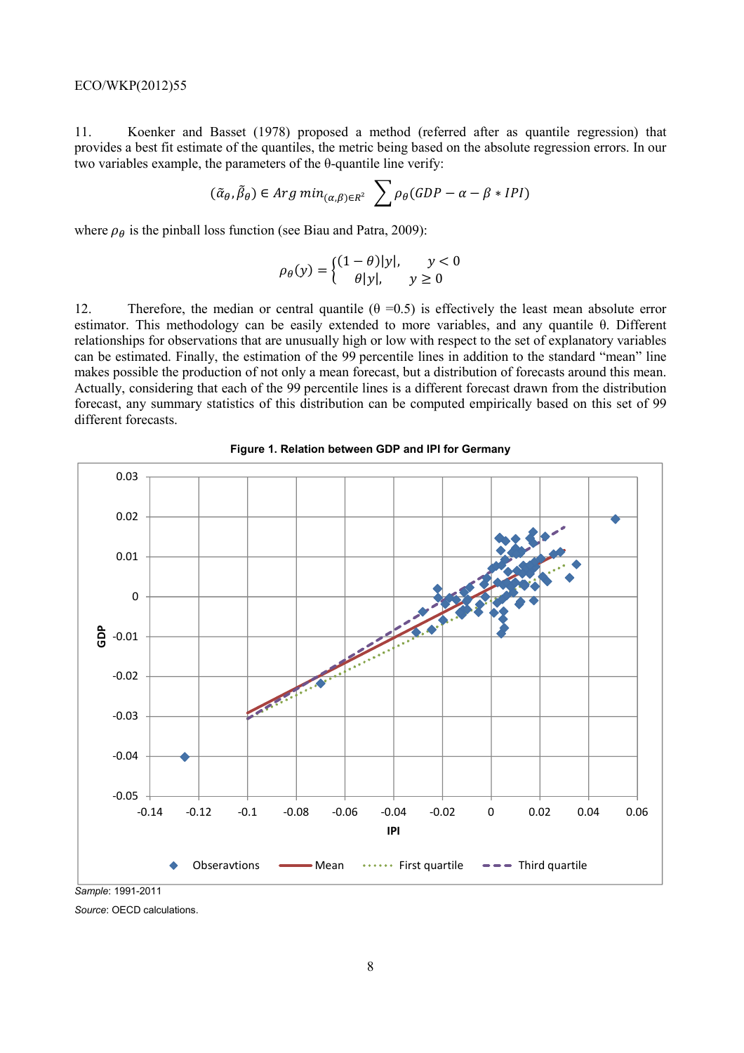11. Koenker and Basset (1978) proposed a method (referred after as quantile regression) that provides a best fit estimate of the quantiles, the metric being based on the absolute regression errors. In our two variables example, the parameters of the θ-quantile line verify:

$$(\tilde{\alpha}_\theta, \tilde{\beta}_\theta) \in Arg\, min_{(\alpha,\beta)\in R^2} \sum \rho_\theta(GDP - \alpha - \beta * IPI)$$

where $\rho_\theta$ is the pinball loss function (see Biau and Patra, 2009):

$$\rho_\theta(y) = \begin{cases} (1-\theta)|y|, & y < 0 \\ \theta|y|, & y \geq 0 \end{cases}$$

12. Therefore, the median or central quantile (θ =0.5) is effectively the least mean absolute error estimator. This methodology can be easily extended to more variables, and any quantile θ. Different relationships for observations that are unusually high or low with respect to the set of explanatory variables can be estimated. Finally, the estimation of the 99 percentile lines in addition to the standard "mean" line makes possible the production of not only a mean forecast, but a distribution of forecasts around this mean. Actually, considering that each of the 99 percentile lines is a different forecast drawn from the distribution forecast, any summary statistics of this distribution can be computed empirically based on this set of 99 different forecasts.

**Figure 1. Relation between GDP and IPI for Germany**

*Sample*: 1991-2011

*Source*: OECD calculations.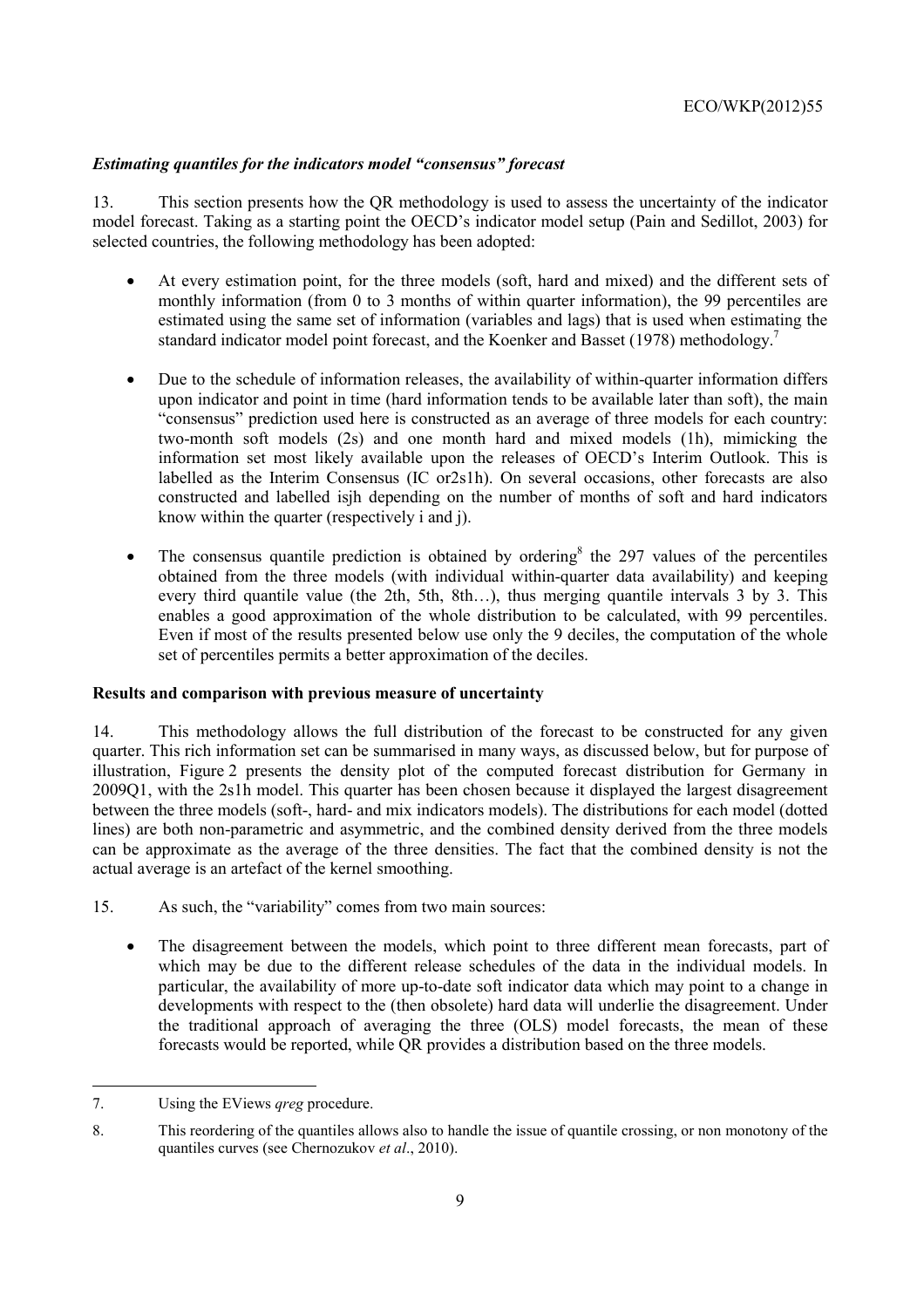### *Estimating quantiles for the indicators model "consensus" forecast*

13. This section presents how the QR methodology is used to assess the uncertainty of the indicator model forecast. Taking as a starting point the OECD's indicator model setup (Pain and Sedillot, 2003) for selected countries, the following methodology has been adopted:

- At every estimation point, for the three models (soft, hard and mixed) and the different sets of monthly information (from 0 to 3 months of within quarter information), the 99 percentiles are estimated using the same set of information (variables and lags) that is used when estimating the standard indicator model point forecast, and the Koenker and Basset (1978) methodology.[7]

- Due to the schedule of information releases, the availability of within-quarter information differs upon indicator and point in time (hard information tends to be available later than soft), the main "consensus" prediction used here is constructed as an average of three models for each country: two-month soft models (2s) and one month hard and mixed models (1h), mimicking the information set most likely available upon the releases of OECD's Interim Outlook. This is labelled as the Interim Consensus (IC or2s1h). On several occasions, other forecasts are also constructed and labelled isjh depending on the number of months of soft and hard indicators know within the quarter (respectively i and j).

- The consensus quantile prediction is obtained by ordering[8] the 297 values of the percentiles obtained from the three models (with individual within-quarter data availability) and keeping every third quantile value (the 2th, 5th, 8th…), thus merging quantile intervals 3 by 3. This enables a good approximation of the whole distribution to be calculated, with 99 percentiles. Even if most of the results presented below use only the 9 deciles, the computation of the whole set of percentiles permits a better approximation of the deciles.

**Results and comparison with previous measure of uncertainty**

14. This methodology allows the full distribution of the forecast to be constructed for any given quarter. This rich information set can be summarised in many ways, as discussed below, but for purpose of illustration, Figure 2 presents the density plot of the computed forecast distribution for Germany in 2009Q1, with the 2s1h model. This quarter has been chosen because it displayed the largest disagreement between the three models (soft-, hard- and mix indicators models). The distributions for each model (dotted lines) are both non-parametric and asymmetric, and the combined density derived from the three models can be approximate as the average of the three densities. The fact that the combined density is not the actual average is an artefact of the kernel smoothing.

15. As such, the "variability" comes from two main sources:

- The disagreement between the models, which point to three different mean forecasts, part of which may be due to the different release schedules of the data in the individual models. In particular, the availability of more up-to-date soft indicator data which may point to a change in developments with respect to the (then obsolete) hard data will underlie the disagreement. Under the traditional approach of averaging the three (OLS) model forecasts, the mean of these forecasts would be reported, while QR provides a distribution based on the three models.

---

7. Using the EViews *qreg* procedure.

8. This reordering of the quantiles allows also to handle the issue of quantile crossing, or non monotony of the quantiles curves (see Chernozukov *et al*., 2010).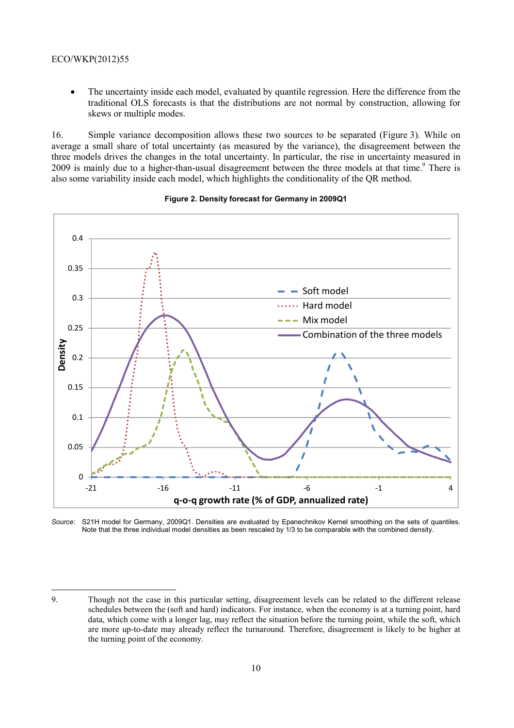- The uncertainty inside each model, evaluated by quantile regression. Here the difference from the traditional OLS forecasts is that the distributions are not normal by construction, allowing for skews or multiple modes.

16. Simple variance decomposition allows these two sources to be separated (Figure 3). While on average a small share of total uncertainty (as measured by the variance), the disagreement between the three models drives the changes in the total uncertainty. In particular, the rise in uncertainty measured in 2009 is mainly due to a higher-than-usual disagreement between the three models at that time.[9] There is also some variability inside each model, which highlights the conditionality of the QR method.

**Figure 2. Density forecast for Germany in 2009Q1**

*Source*: S21H model for Germany, 2009Q1. Densities are evaluated by Epanechnikov Kernel smoothing on the sets of quantiles. Note that the three individual model densities as been rescaled by 1/3 to be comparable with the combined density.

---

9. Though not the case in this particular setting, disagreement levels can be related to the different release schedules between the (soft and hard) indicators. For instance, when the economy is at a turning point, hard data, which come with a longer lag, may reflect the situation before the turning point, while the soft, which are more up-to-date may already reflect the turnaround. Therefore, disagreement is likely to be higher at the turning point of the economy.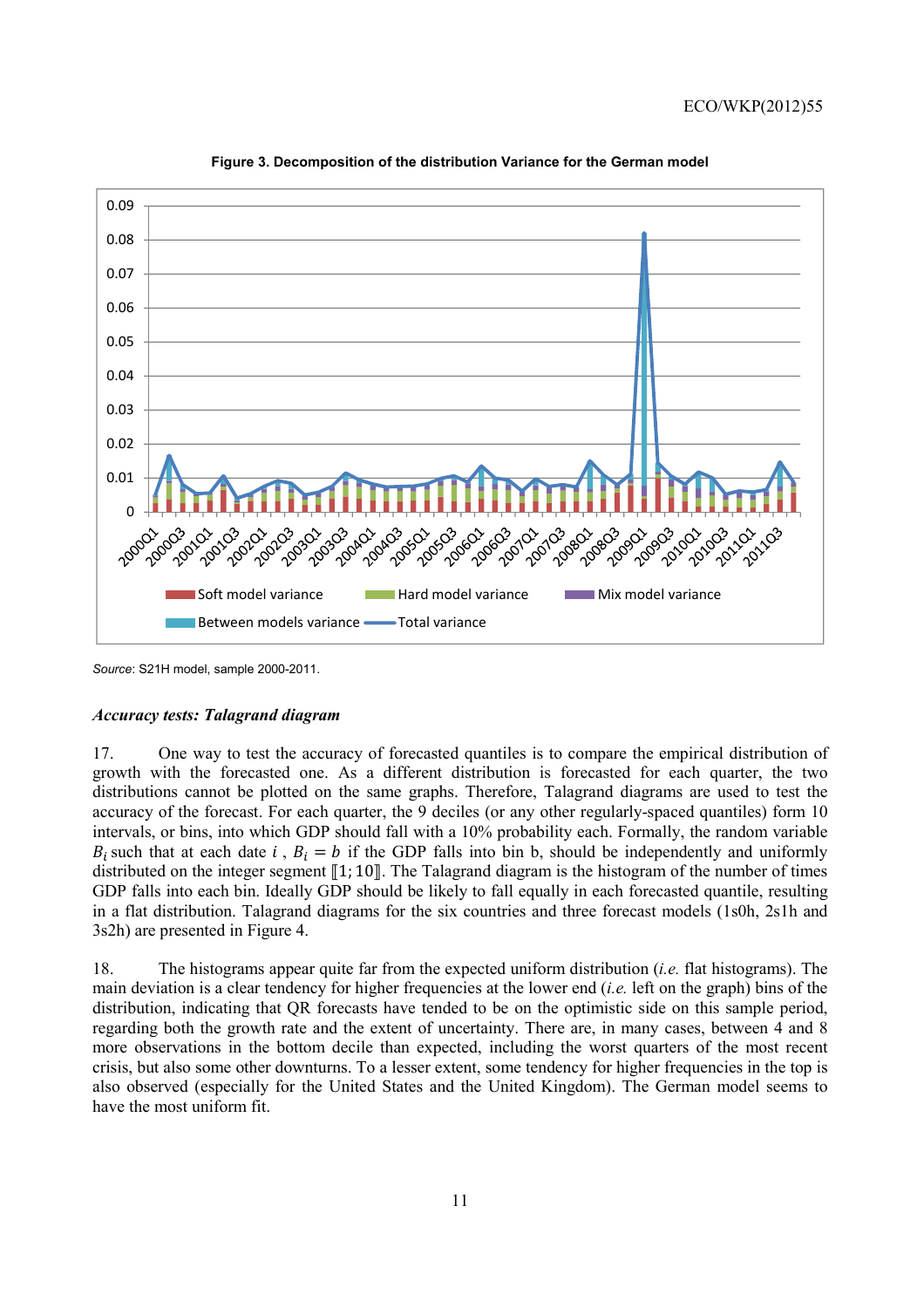**Figure 3. Decomposition of the distribution Variance for the German model**

*Source*: S21H model, sample 2000-2011.

### *Accuracy tests: Talagrand diagram*

17. One way to test the accuracy of forecasted quantiles is to compare the empirical distribution of growth with the forecasted one. As a different distribution is forecasted for each quarter, the two distributions cannot be plotted on the same graphs. Therefore, Talagrand diagrams are used to test the accuracy of the forecast. For each quarter, the 9 deciles (or any other regularly-spaced quantiles) form 10 intervals, or bins, into which GDP should fall with a 10% probability each. Formally, the random variable $B_i$ such that at each date $i$ , $B_i = b$ if the GDP falls into bin b, should be independently and uniformly distributed on the integer segment $[\![1;10]\!]$. The Talagrand diagram is the histogram of the number of times GDP falls into each bin. Ideally GDP should be likely to fall equally in each forecasted quantile, resulting in a flat distribution. Talagrand diagrams for the six countries and three forecast models (1s0h, 2s1h and 3s2h) are presented in Figure 4.

18. The histograms appear quite far from the expected uniform distribution (*i.e.* flat histograms). The main deviation is a clear tendency for higher frequencies at the lower end (*i.e.* left on the graph) bins of the distribution, indicating that QR forecasts have tended to be on the optimistic side on this sample period, regarding both the growth rate and the extent of uncertainty. There are, in many cases, between 4 and 8 more observations in the bottom decile than expected, including the worst quarters of the most recent crisis, but also some other downturns. To a lesser extent, some tendency for higher frequencies in the top is also observed (especially for the United States and the United Kingdom). The German model seems to have the most uniform fit.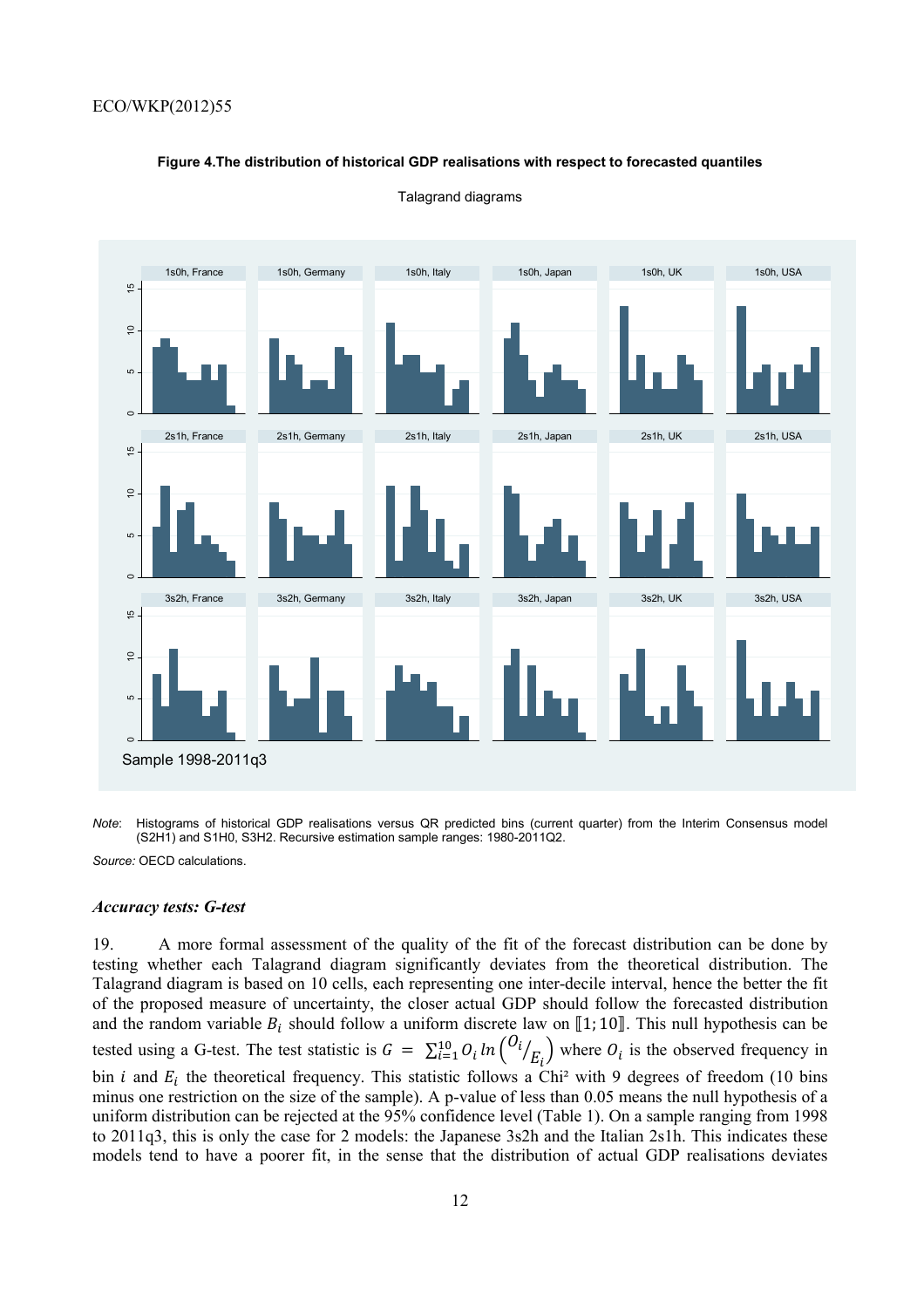**Figure 4.The distribution of historical GDP realisations with respect to forecasted quantiles**

Talagrand diagrams

*Note*: Histograms of historical GDP realisations versus QR predicted bins (current quarter) from the Interim Consensus model (S2H1) and S1H0, S3H2. Recursive estimation sample ranges: 1980-2011Q2.

*Source:* OECD calculations.

### *Accuracy tests: G-test*

19. A more formal assessment of the quality of the fit of the forecast distribution can be done by testing whether each Talagrand diagram significantly deviates from the theoretical distribution. The Talagrand diagram is based on 10 cells, each representing one inter-decile interval, hence the better the fit of the proposed measure of uncertainty, the closer actual GDP should follow the forecasted distribution and the random variable $B_i$ should follow a uniform discrete law on $[\![1;10]\!]$. This null hypothesis can be tested using a G-test. The test statistic is $G = \sum_{i=1}^{10} O_i \ln\left({O_i}/{E_i}\right)$ where $O_i$ is the observed frequency in bin $i$ and $E_i$ the theoretical frequency. This statistic follows a Chi² with 9 degrees of freedom (10 bins minus one restriction on the size of the sample). A p-value of less than 0.05 means the null hypothesis of a uniform distribution can be rejected at the 95% confidence level (Table 1). On a sample ranging from 1998 to 2011q3, this is only the case for 2 models: the Japanese 3s2h and the Italian 2s1h. This indicates these models tend to have a poorer fit, in the sense that the distribution of actual GDP realisations deviates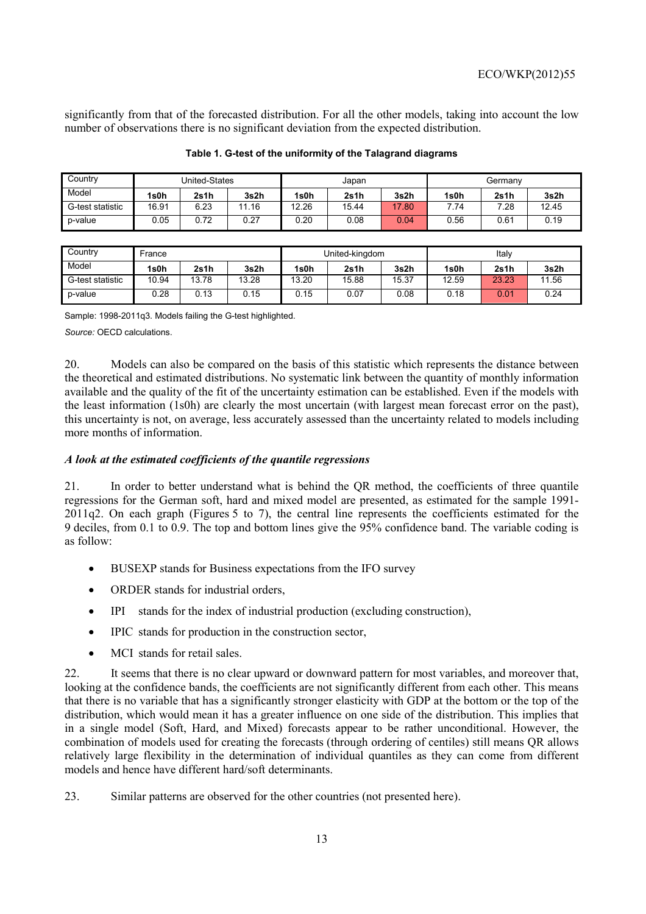significantly from that of the forecasted distribution. For all the other models, taking into account the low number of observations there is no significant deviation from the expected distribution.

**Table 1. G-test of the uniformity of the Talagrand diagrams**

| Country | United-States | | | Japan | | | Germany | | |
|---|---|---|---|---|---|---|---|---|---|
| Model | **1s0h** | **2s1h** | **3s2h** | **1s0h** | **2s1h** | **3s2h** | **1s0h** | **2s1h** | **3s2h** |
| G-test statistic | 16.91 | 6.23 | 11.16 | 12.26 | 15.44 | 17.80 | 7.74 | 7.28 | 12.45 |
| p-value | 0.05 | 0.72 | 0.27 | 0.20 | 0.08 | 0.04 | 0.56 | 0.61 | 0.19 |

| Country | France | | | United-kingdom | | | Italy | | |
|---|---|---|---|---|---|---|---|---|---|
| Model | **1s0h** | **2s1h** | **3s2h** | **1s0h** | **2s1h** | **3s2h** | **1s0h** | **2s1h** | **3s2h** |
| G-test statistic | 10.94 | 13.78 | 13.28 | 13.20 | 15.88 | 15.37 | 12.59 | 23.23 | 11.56 |
| p-value | 0.28 | 0.13 | 0.15 | 0.15 | 0.07 | 0.08 | 0.18 | 0.01 | 0.24 |

Sample: 1998-2011q3. Models failing the G-test highlighted.

*Source:* OECD calculations.

20. Models can also be compared on the basis of this statistic which represents the distance between the theoretical and estimated distributions. No systematic link between the quantity of monthly information available and the quality of the fit of the uncertainty estimation can be established. Even if the models with the least information (1s0h) are clearly the most uncertain (with largest mean forecast error on the past), this uncertainty is not, on average, less accurately assessed than the uncertainty related to models including more months of information.

### *A look at the estimated coefficients of the quantile regressions*

21. In order to better understand what is behind the QR method, the coefficients of three quantile regressions for the German soft, hard and mixed model are presented, as estimated for the sample 1991-2011q2. On each graph (Figures 5 to 7), the central line represents the coefficients estimated for the 9 deciles, from 0.1 to 0.9. The top and bottom lines give the 95% confidence band. The variable coding is as follow:

- BUSEXP stands for Business expectations from the IFO survey
- ORDER stands for industrial orders,
- IPI stands for the index of industrial production (excluding construction),
- IPIC stands for production in the construction sector,
- MCI stands for retail sales.

22. It seems that there is no clear upward or downward pattern for most variables, and moreover that, looking at the confidence bands, the coefficients are not significantly different from each other. This means that there is no variable that has a significantly stronger elasticity with GDP at the bottom or the top of the distribution, which would mean it has a greater influence on one side of the distribution. This implies that in a single model (Soft, Hard, and Mixed) forecasts appear to be rather unconditional. However, the combination of models used for creating the forecasts (through ordering of centiles) still means QR allows relatively large flexibility in the determination of individual quantiles as they can come from different models and hence have different hard/soft determinants.

23. Similar patterns are observed for the other countries (not presented here).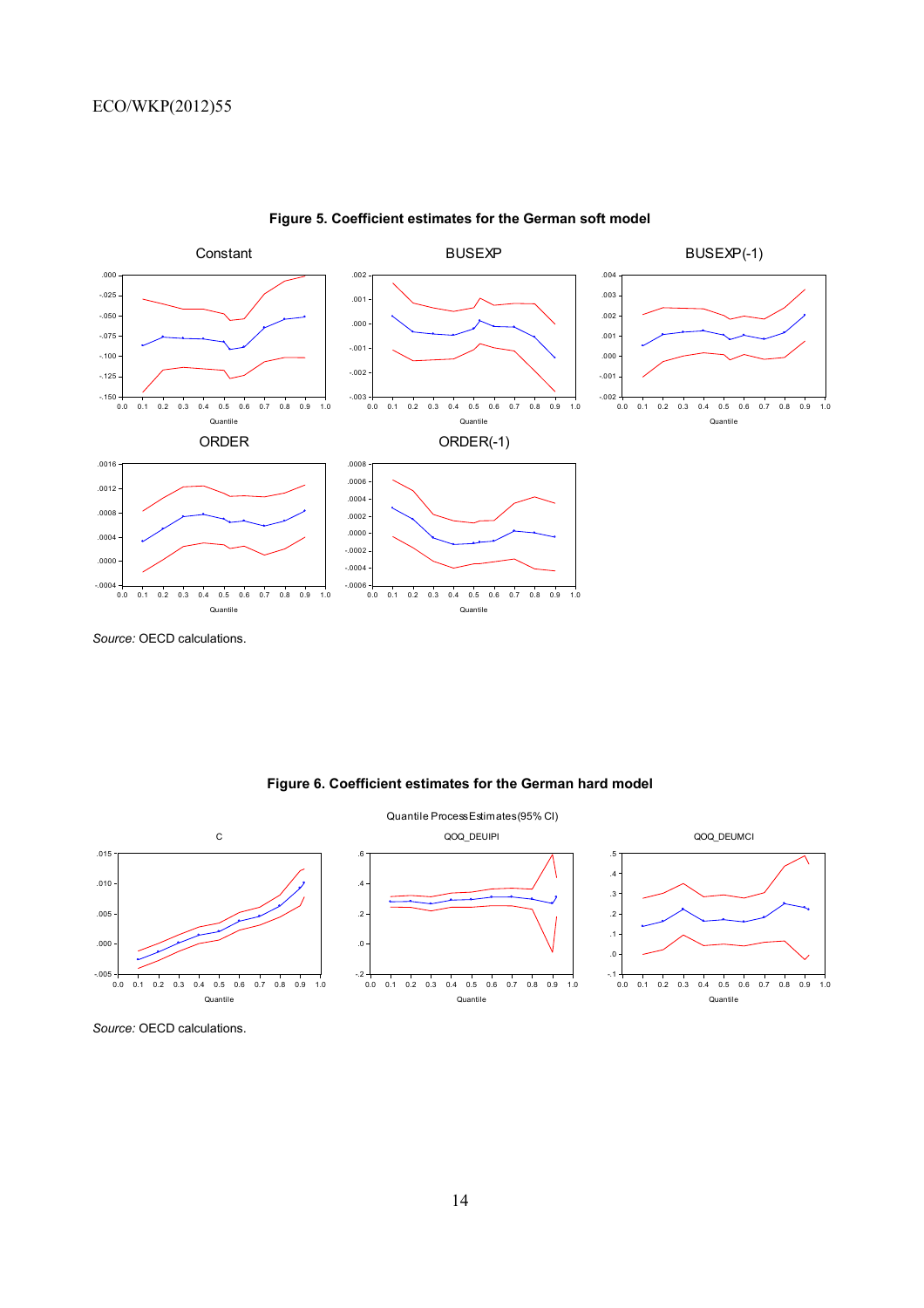**Figure 5. Coefficient estimates for the German soft model**

*Source:* OECD calculations.

**Figure 6. Coefficient estimates for the German hard model**

*Source:* OECD calculations.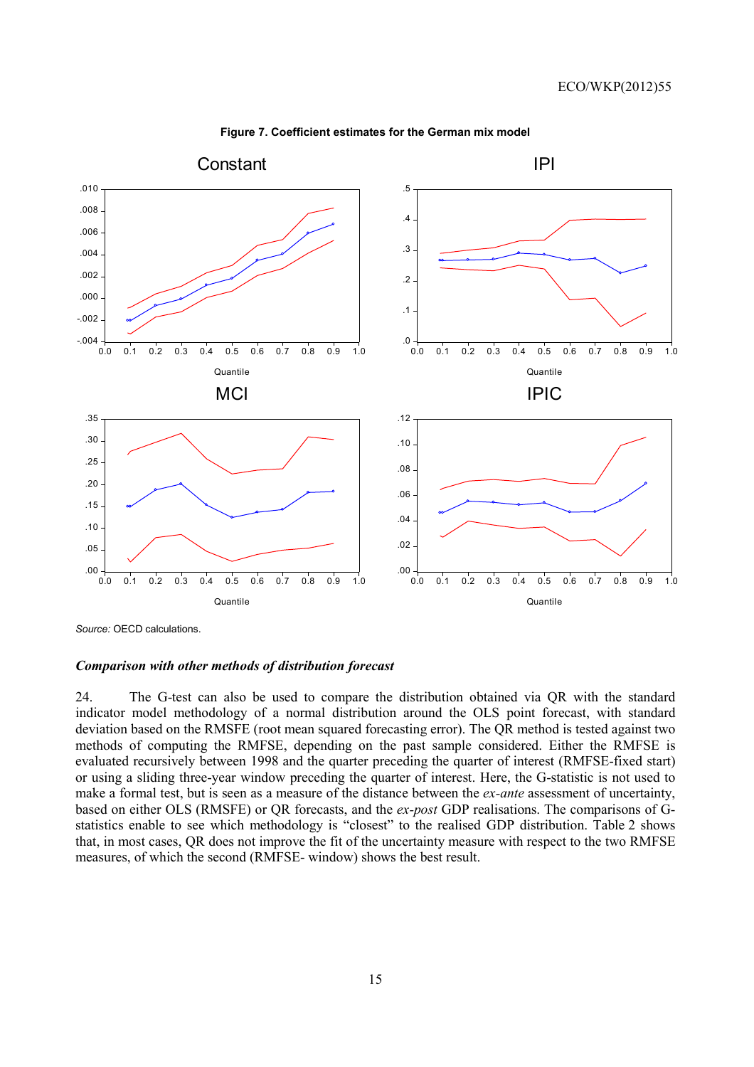**Figure 7. Coefficient estimates for the German mix model**

*Source:* OECD calculations.

***Comparison with other methods of distribution forecast***

24. The G-test can also be used to compare the distribution obtained via QR with the standard indicator model methodology of a normal distribution around the OLS point forecast, with standard deviation based on the RMSFE (root mean squared forecasting error). The QR method is tested against two methods of computing the RMFSE, depending on the past sample considered. Either the RMFSE is evaluated recursively between 1998 and the quarter preceding the quarter of interest (RMFSE-fixed start) or using a sliding three-year window preceding the quarter of interest. Here, the G-statistic is not used to make a formal test, but is seen as a measure of the distance between the *ex-ante* assessment of uncertainty, based on either OLS (RMSFE) or QR forecasts, and the *ex-post* GDP realisations. The comparisons of G-statistics enable to see which methodology is "closest" to the realised GDP distribution. Table 2 shows that, in most cases, QR does not improve the fit of the uncertainty measure with respect to the two RMFSE measures, of which the second (RMFSE- window) shows the best result.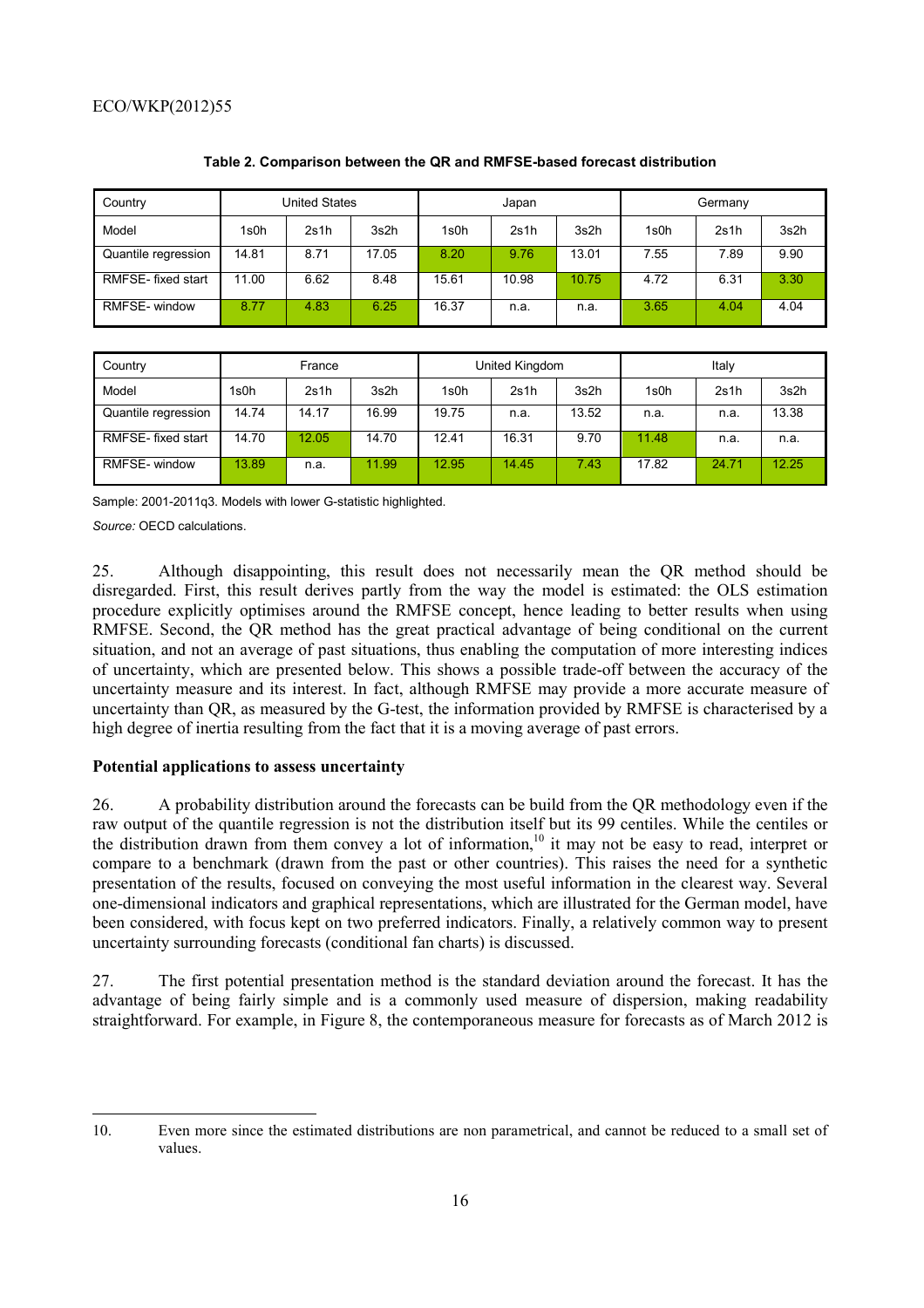**Table 2. Comparison between the QR and RMFSE-based forecast distribution**

| Country | United States | | | Japan | | | Germany | | |
|---|---|---|---|---|---|---|---|---|---|
| Model | 1s0h | 2s1h | 3s2h | 1s0h | 2s1h | 3s2h | 1s0h | 2s1h | 3s2h |
| Quantile regression | 14.81 | 8.71 | 17.05 | 8.20 | 9.76 | 13.01 | 7.55 | 7.89 | 9.90 |
| RMFSE- fixed start | 11.00 | 6.62 | 8.48 | 15.61 | 10.98 | 10.75 | 4.72 | 6.31 | 3.30 |
| RMFSE- window | 8.77 | 4.83 | 6.25 | 16.37 | n.a. | n.a. | 3.65 | 4.04 | 4.04 |

| Country | France | | | United Kingdom | | | Italy | | |
|---|---|---|---|---|---|---|---|---|---|
| Model | 1s0h | 2s1h | 3s2h | 1s0h | 2s1h | 3s2h | 1s0h | 2s1h | 3s2h |
| Quantile regression | 14.74 | 14.17 | 16.99 | 19.75 | n.a. | 13.52 | n.a. | n.a. | 13.38 |
| RMFSE- fixed start | 14.70 | 12.05 | 14.70 | 12.41 | 16.31 | 9.70 | 11.48 | n.a. | n.a. |
| RMFSE- window | 13.89 | n.a. | 11.99 | 12.95 | 14.45 | 7.43 | 17.82 | 24.71 | 12.25 |

Sample: 2001-2011q3. Models with lower G-statistic highlighted.

*Source:* OECD calculations.

25. Although disappointing, this result does not necessarily mean the QR method should be disregarded. First, this result derives partly from the way the model is estimated: the OLS estimation procedure explicitly optimises around the RMFSE concept, hence leading to better results when using RMFSE. Second, the QR method has the great practical advantage of being conditional on the current situation, and not an average of past situations, thus enabling the computation of more interesting indices of uncertainty, which are presented below. This shows a possible trade-off between the accuracy of the uncertainty measure and its interest. In fact, although RMFSE may provide a more accurate measure of uncertainty than QR, as measured by the G-test, the information provided by RMFSE is characterised by a high degree of inertia resulting from the fact that it is a moving average of past errors.

**Potential applications to assess uncertainty**

26. A probability distribution around the forecasts can be build from the QR methodology even if the raw output of the quantile regression is not the distribution itself but its 99 centiles. While the centiles or the distribution drawn from them convey a lot of information,[10] it may not be easy to read, interpret or compare to a benchmark (drawn from the past or other countries). This raises the need for a synthetic presentation of the results, focused on conveying the most useful information in the clearest way. Several one-dimensional indicators and graphical representations, which are illustrated for the German model, have been considered, with focus kept on two preferred indicators. Finally, a relatively common way to present uncertainty surrounding forecasts (conditional fan charts) is discussed.

27. The first potential presentation method is the standard deviation around the forecast. It has the advantage of being fairly simple and is a commonly used measure of dispersion, making readability straightforward. For example, in Figure 8, the contemporaneous measure for forecasts as of March 2012 is

---

10. Even more since the estimated distributions are non parametrical, and cannot be reduced to a small set of values.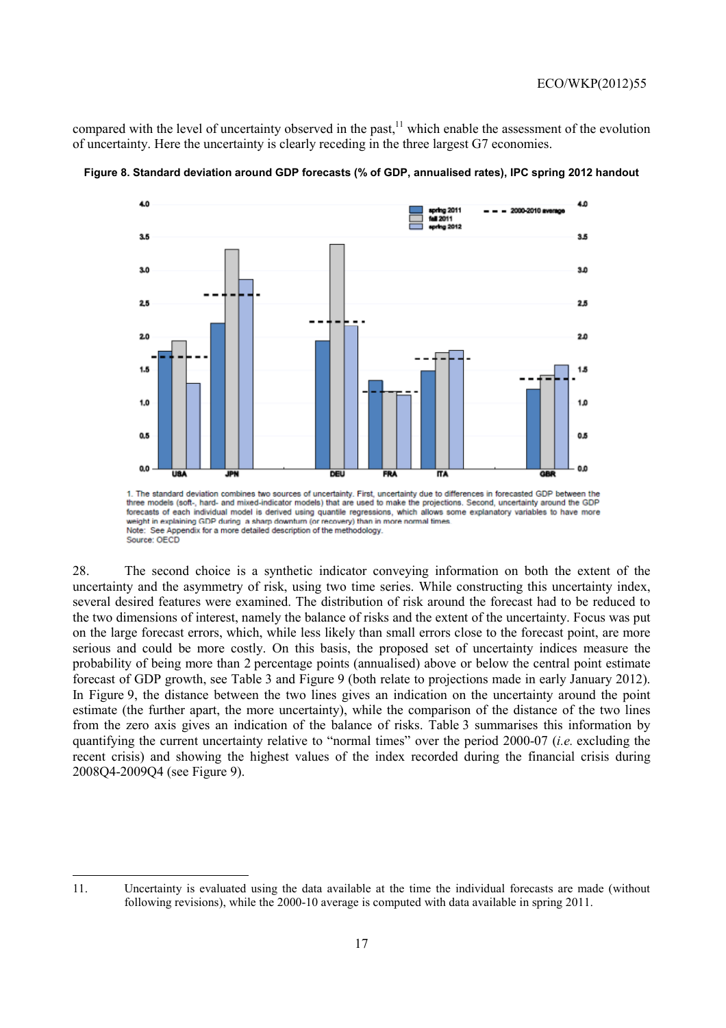compared with the level of uncertainty observed in the past,[11] which enable the assessment of the evolution of uncertainty. Here the uncertainty is clearly receding in the three largest G7 economies.

**Figure 8. Standard deviation around GDP forecasts (% of GDP, annualised rates), IPC spring 2012 handout**

1. The standard deviation combines two sources of uncertainty. First, uncertainty due to differences in forecasted GDP between the three models (soft-, hard- and mixed-indicator models) that are used to make the projections. Second, uncertainty around the GDP forecasts of each individual model is derived using quantile regressions, which allows some explanatory variables to have more weight in explaining GDP during a sharp downturn (or recovery) than in more normal times.
Note: See Appendix for a more detailed description of the methodology.
Source: OECD

28. The second choice is a synthetic indicator conveying information on both the extent of the uncertainty and the asymmetry of risk, using two time series. While constructing this uncertainty index, several desired features were examined. The distribution of risk around the forecast had to be reduced to the two dimensions of interest, namely the balance of risks and the extent of the uncertainty. Focus was put on the large forecast errors, which, while less likely than small errors close to the forecast point, are more serious and could be more costly. On this basis, the proposed set of uncertainty indices measure the probability of being more than 2 percentage points (annualised) above or below the central point estimate forecast of GDP growth, see Table 3 and Figure 9 (both relate to projections made in early January 2012). In Figure 9, the distance between the two lines gives an indication on the uncertainty around the point estimate (the further apart, the more uncertainty), while the comparison of the distance of the two lines from the zero axis gives an indication of the balance of risks. Table 3 summarises this information by quantifying the current uncertainty relative to "normal times" over the period 2000-07 (*i.e.* excluding the recent crisis) and showing the highest values of the index recorded during the financial crisis during 2008Q4-2009Q4 (see Figure 9).

11. Uncertainty is evaluated using the data available at the time the individual forecasts are made (without following revisions), while the 2000-10 average is computed with data available in spring 2011.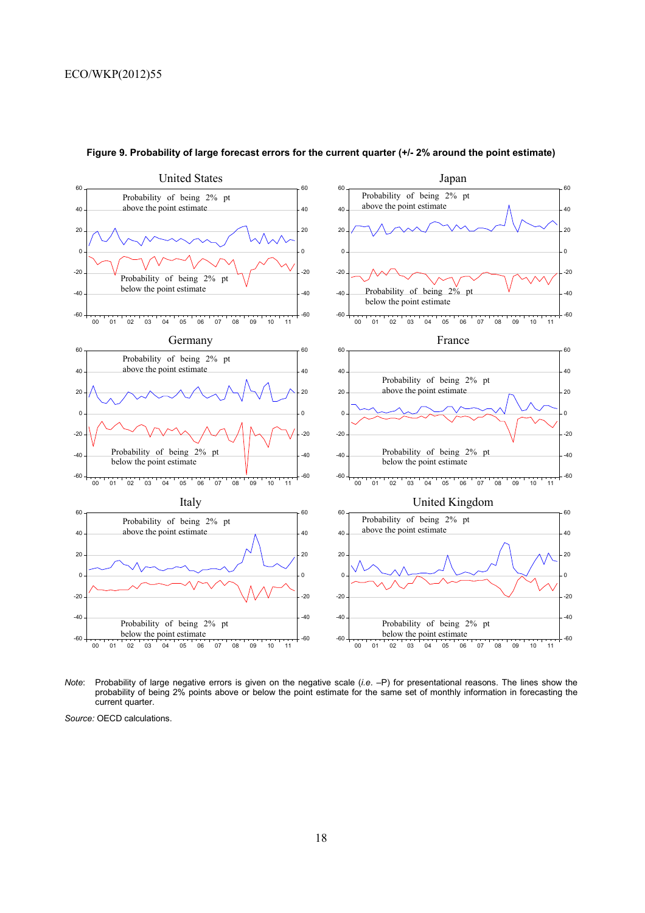**Figure 9. Probability of large forecast errors for the current quarter (+/- 2% around the point estimate)**

United States

Probability of being 2% pt above the point estimate

Probability of being 2% pt below the point estimate

Japan

Probability of being 2% pt above the point estimate

Probability of being 2% pt below the point estimate

Germany

Probability of being 2% pt above the point estimate

Probability of being 2% pt below the point estimate

France

Probability of being 2% pt above the point estimate

Probability of being 2% pt below the point estimate

Italy

Probability of being 2% pt above the point estimate

Probability of being 2% pt below the point estimate

United Kingdom

Probability of being 2% pt above the point estimate

Probability of being 2% pt below the point estimate

*Note*: Probability of large negative errors is given on the negative scale (*i.e.* –P) for presentational reasons. The lines show the probability of being 2% points above or below the point estimate for the same set of monthly information in forecasting the current quarter.

*Source:* OECD calculations.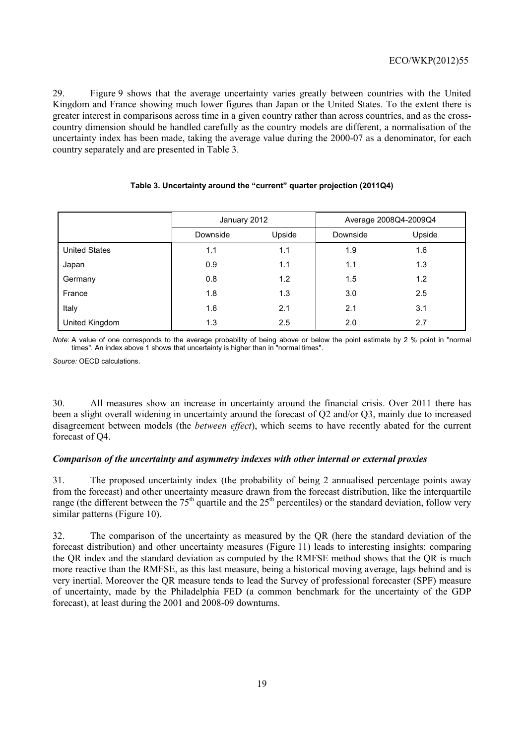29. Figure 9 shows that the average uncertainty varies greatly between countries with the United Kingdom and France showing much lower figures than Japan or the United States. To the extent there is greater interest in comparisons across time in a given country rather than across countries, and as the cross-country dimension should be handled carefully as the country models are different, a normalisation of the uncertainty index has been made, taking the average value during the 2000-07 as a denominator, for each country separately and are presented in Table 3.

**Table 3. Uncertainty around the "current" quarter projection (2011Q4)**

| | January 2012 | | Average 2008Q4-2009Q4 | |
|---|---|---|---|---|
| | Downside | Upside | Downside | Upside |
| United States | 1.1 | 1.1 | 1.9 | 1.6 |
| Japan | 0.9 | 1.1 | 1.1 | 1.3 |
| Germany | 0.8 | 1.2 | 1.5 | 1.2 |
| France | 1.8 | 1.3 | 3.0 | 2.5 |
| Italy | 1.6 | 2.1 | 2.1 | 3.1 |
| United Kingdom | 1.3 | 2.5 | 2.0 | 2.7 |

*Note*: A value of one corresponds to the average probability of being above or below the point estimate by 2 % point in "normal times". An index above 1 shows that uncertainty is higher than in "normal times".

*Source:* OECD calculations.

30. All measures show an increase in uncertainty around the financial crisis. Over 2011 there has been a slight overall widening in uncertainty around the forecast of Q2 and/or Q3, mainly due to increased disagreement between models (the *between effect*), which seems to have recently abated for the current forecast of Q4.

***Comparison of the uncertainty and asymmetry indexes with other internal or external proxies***

31. The proposed uncertainty index (the probability of being 2 annualised percentage points away from the forecast) and other uncertainty measure drawn from the forecast distribution, like the interquartile range (the different between the 75th quartile and the 25th percentiles) or the standard deviation, follow very similar patterns (Figure 10).

32. The comparison of the uncertainty as measured by the QR (here the standard deviation of the forecast distribution) and other uncertainty measures (Figure 11) leads to interesting insights: comparing the QR index and the standard deviation as computed by the RMFSE method shows that the QR is much more reactive than the RMFSE, as this last measure, being a historical moving average, lags behind and is very inertial. Moreover the QR measure tends to lead the Survey of professional forecaster (SPF) measure of uncertainty, made by the Philadelphia FED (a common benchmark for the uncertainty of the GDP forecast), at least during the 2001 and 2008-09 downturns.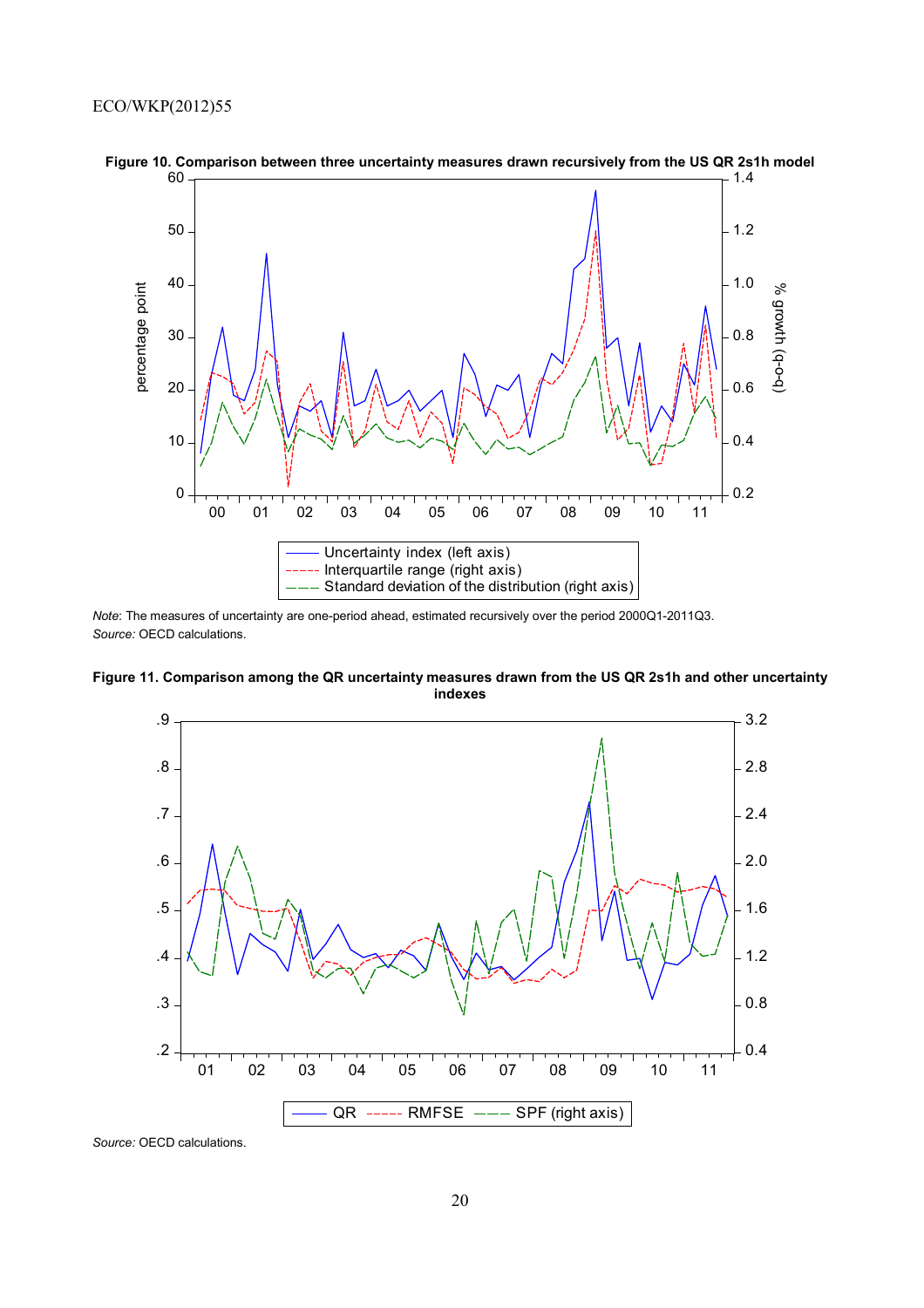**Figure 10. Comparison between three uncertainty measures drawn recursively from the US QR 2s1h model**

*Note*: The measures of uncertainty are one-period ahead, estimated recursively over the period 2000Q1-2011Q3.
*Source:* OECD calculations.

**Figure 11. Comparison among the QR uncertainty measures drawn from the US QR 2s1h and other uncertainty indexes**

*Source:* OECD calculations.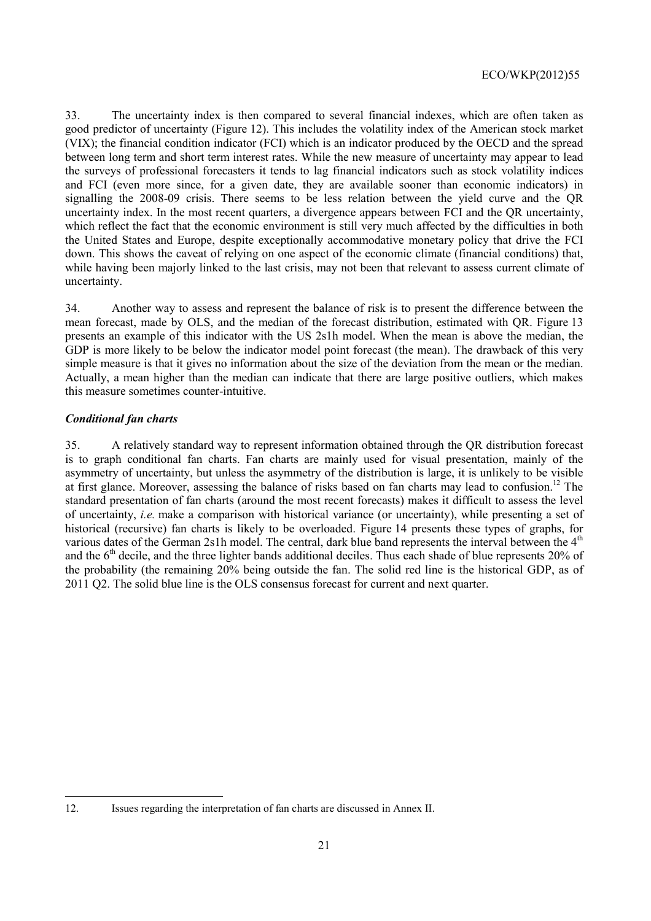33. The uncertainty index is then compared to several financial indexes, which are often taken as good predictor of uncertainty (Figure 12). This includes the volatility index of the American stock market (VIX); the financial condition indicator (FCI) which is an indicator produced by the OECD and the spread between long term and short term interest rates. While the new measure of uncertainty may appear to lead the surveys of professional forecasters it tends to lag financial indicators such as stock volatility indices and FCI (even more since, for a given date, they are available sooner than economic indicators) in signalling the 2008-09 crisis. There seems to be less relation between the yield curve and the QR uncertainty index. In the most recent quarters, a divergence appears between FCI and the QR uncertainty, which reflect the fact that the economic environment is still very much affected by the difficulties in both the United States and Europe, despite exceptionally accommodative monetary policy that drive the FCI down. This shows the caveat of relying on one aspect of the economic climate (financial conditions) that, while having been majorly linked to the last crisis, may not been that relevant to assess current climate of uncertainty.

34. Another way to assess and represent the balance of risk is to present the difference between the mean forecast, made by OLS, and the median of the forecast distribution, estimated with QR. Figure 13 presents an example of this indicator with the US 2s1h model. When the mean is above the median, the GDP is more likely to be below the indicator model point forecast (the mean). The drawback of this very simple measure is that it gives no information about the size of the deviation from the mean or the median. Actually, a mean higher than the median can indicate that there are large positive outliers, which makes this measure sometimes counter-intuitive.

### *Conditional fan charts*

35. A relatively standard way to represent information obtained through the QR distribution forecast is to graph conditional fan charts. Fan charts are mainly used for visual presentation, mainly of the asymmetry of uncertainty, but unless the asymmetry of the distribution is large, it is unlikely to be visible at first glance. Moreover, assessing the balance of risks based on fan charts may lead to confusion.[12] The standard presentation of fan charts (around the most recent forecasts) makes it difficult to assess the level of uncertainty, *i.e.* make a comparison with historical variance (or uncertainty), while presenting a set of historical (recursive) fan charts is likely to be overloaded. Figure 14 presents these types of graphs, for various dates of the German 2s1h model. The central, dark blue band represents the interval between the 4th and the 6th decile, and the three lighter bands additional deciles. Thus each shade of blue represents 20% of the probability (the remaining 20% being outside the fan. The solid red line is the historical GDP, as of 2011 Q2. The solid blue line is the OLS consensus forecast for current and next quarter.

---

12. Issues regarding the interpretation of fan charts are discussed in Annex II.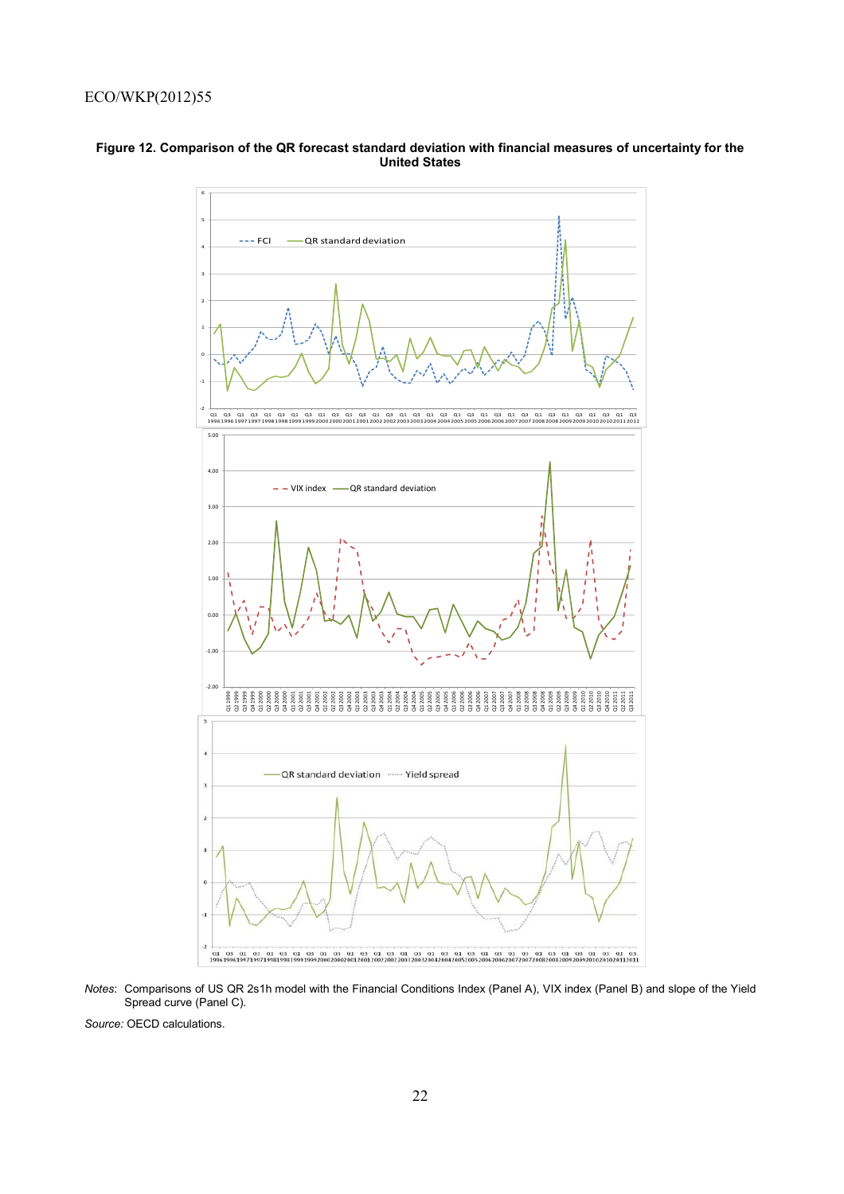**Figure 12. Comparison of the QR forecast standard deviation with financial measures of uncertainty for the United States**

*Notes*: Comparisons of US QR 2s1h model with the Financial Conditions Index (Panel A), VIX index (Panel B) and slope of the Yield Spread curve (Panel C).

*Source:* OECD calculations.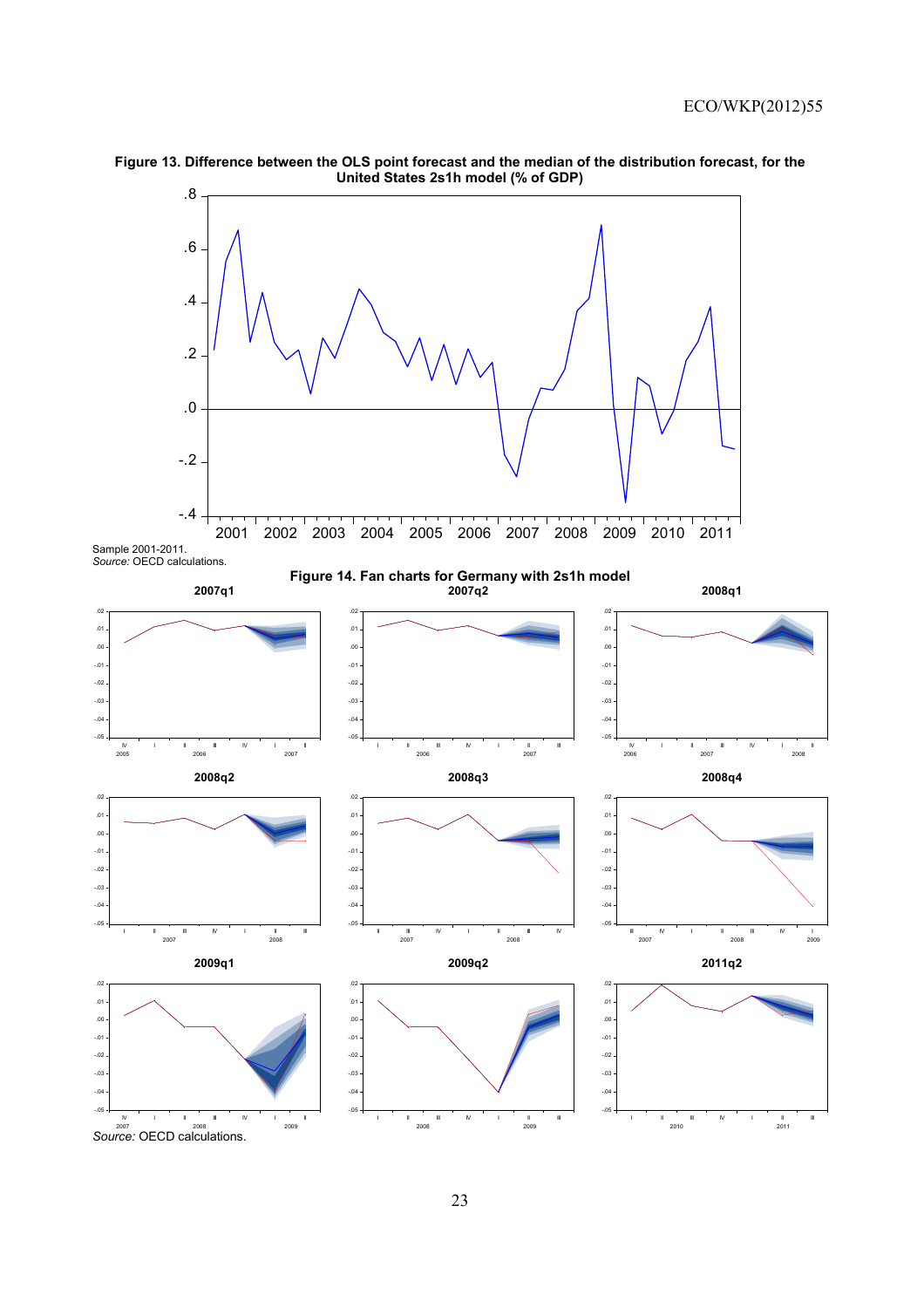**Figure 13. Difference between the OLS point forecast and the median of the distribution forecast, for the United States 2s1h model (% of GDP)**

Sample 2001-2011.
*Source:* OECD calculations.

**Figure 14. Fan charts for Germany with 2s1h model**

*Source:* OECD calculations.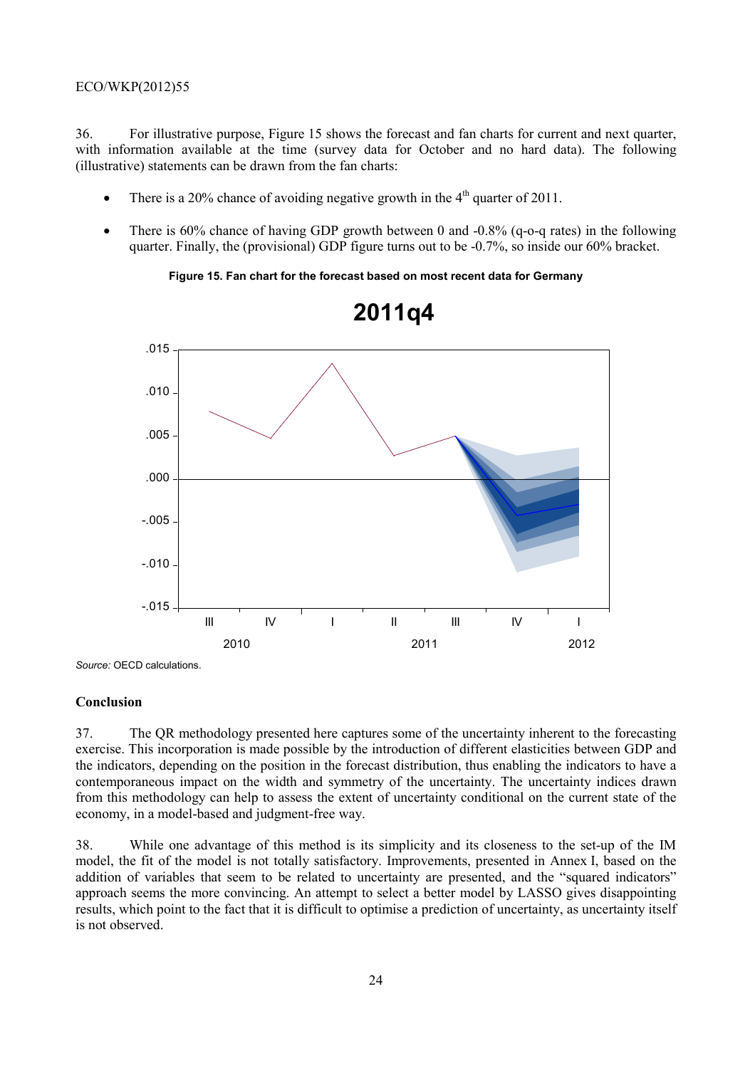36. For illustrative purpose, Figure 15 shows the forecast and fan charts for current and next quarter, with information available at the time (survey data for October and no hard data). The following (illustrative) statements can be drawn from the fan charts:

- There is a 20% chance of avoiding negative growth in the 4th quarter of 2011.
- There is 60% chance of having GDP growth between 0 and -0.8% (q-o-q rates) in the following quarter. Finally, the (provisional) GDP figure turns out to be -0.7%, so inside our 60% bracket.

**Figure 15. Fan chart for the forecast based on most recent data for Germany**

*Source:* OECD calculations.

## Conclusion

37. The QR methodology presented here captures some of the uncertainty inherent to the forecasting exercise. This incorporation is made possible by the introduction of different elasticities between GDP and the indicators, depending on the position in the forecast distribution, thus enabling the indicators to have a contemporaneous impact on the width and symmetry of the uncertainty. The uncertainty indices drawn from this methodology can help to assess the extent of uncertainty conditional on the current state of the economy, in a model-based and judgment-free way.

38. While one advantage of this method is its simplicity and its closeness to the set-up of the IM model, the fit of the model is not totally satisfactory. Improvements, presented in Annex I, based on the addition of variables that seem to be related to uncertainty are presented, and the "squared indicators" approach seems the more convincing. An attempt to select a better model by LASSO gives disappointing results, which point to the fact that it is difficult to optimise a prediction of uncertainty, as uncertainty itself is not observed.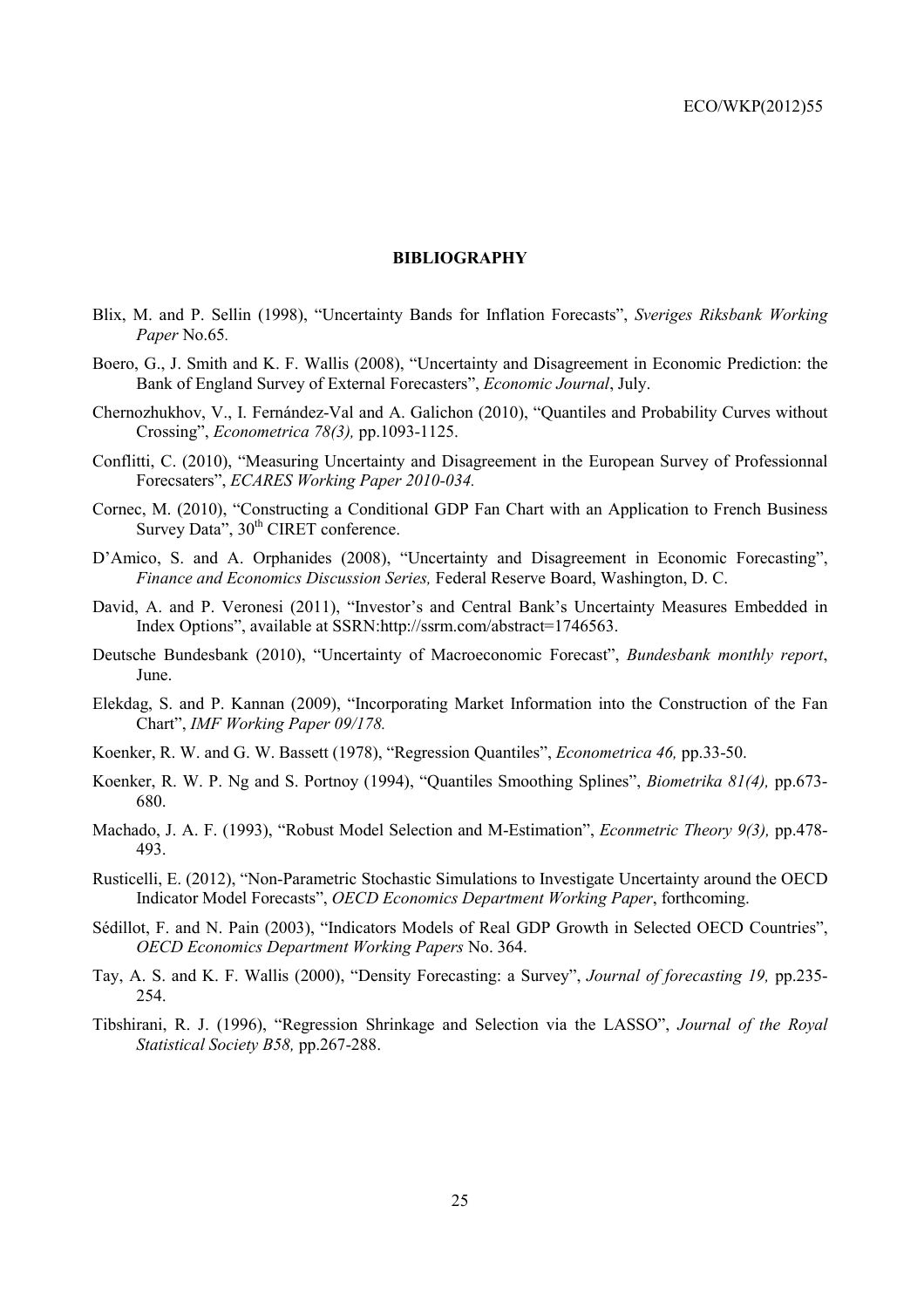## BIBLIOGRAPHY

Blix, M. and P. Sellin (1998), "Uncertainty Bands for Inflation Forecasts", *Sveriges Riksbank Working Paper* No.65.

Boero, G., J. Smith and K. F. Wallis (2008), "Uncertainty and Disagreement in Economic Prediction: the Bank of England Survey of External Forecasters", *Economic Journal*, July.

Chernozhukhov, V., I. Fernández-Val and A. Galichon (2010), "Quantiles and Probability Curves without Crossing", *Econometrica 78(3),* pp.1093-1125.

Conflitti, C. (2010), "Measuring Uncertainty and Disagreement in the European Survey of Professionnal Forecsaters", *ECARES Working Paper 2010-034.*

Cornec, M. (2010), "Constructing a Conditional GDP Fan Chart with an Application to French Business Survey Data", 30th CIRET conference.

D'Amico, S. and A. Orphanides (2008), "Uncertainty and Disagreement in Economic Forecasting", *Finance and Economics Discussion Series,* Federal Reserve Board, Washington, D. C.

David, A. and P. Veronesi (2011), "Investor's and Central Bank's Uncertainty Measures Embedded in Index Options", available at SSRN:http://ssrm.com/abstract=1746563.

Deutsche Bundesbank (2010), "Uncertainty of Macroeconomic Forecast", *Bundesbank monthly report*, June.

Elekdag, S. and P. Kannan (2009), "Incorporating Market Information into the Construction of the Fan Chart", *IMF Working Paper 09/178.*

Koenker, R. W. and G. W. Bassett (1978), "Regression Quantiles", *Econometrica 46,* pp.33-50.

Koenker, R. W. P. Ng and S. Portnoy (1994), "Quantiles Smoothing Splines", *Biometrika 81(4),* pp.673-680.

Machado, J. A. F. (1993), "Robust Model Selection and M-Estimation", *Econmetric Theory 9(3),* pp.478-493.

Rusticelli, E. (2012), "Non-Parametric Stochastic Simulations to Investigate Uncertainty around the OECD Indicator Model Forecasts", *OECD Economics Department Working Paper*, forthcoming.

Sédillot, F. and N. Pain (2003), "Indicators Models of Real GDP Growth in Selected OECD Countries", *OECD Economics Department Working Papers* No. 364.

Tay, A. S. and K. F. Wallis (2000), "Density Forecasting: a Survey", *Journal of forecasting 19,* pp.235-254.

Tibshirani, R. J. (1996), "Regression Shrinkage and Selection via the LASSO", *Journal of the Royal Statistical Society B58,* pp.267-288.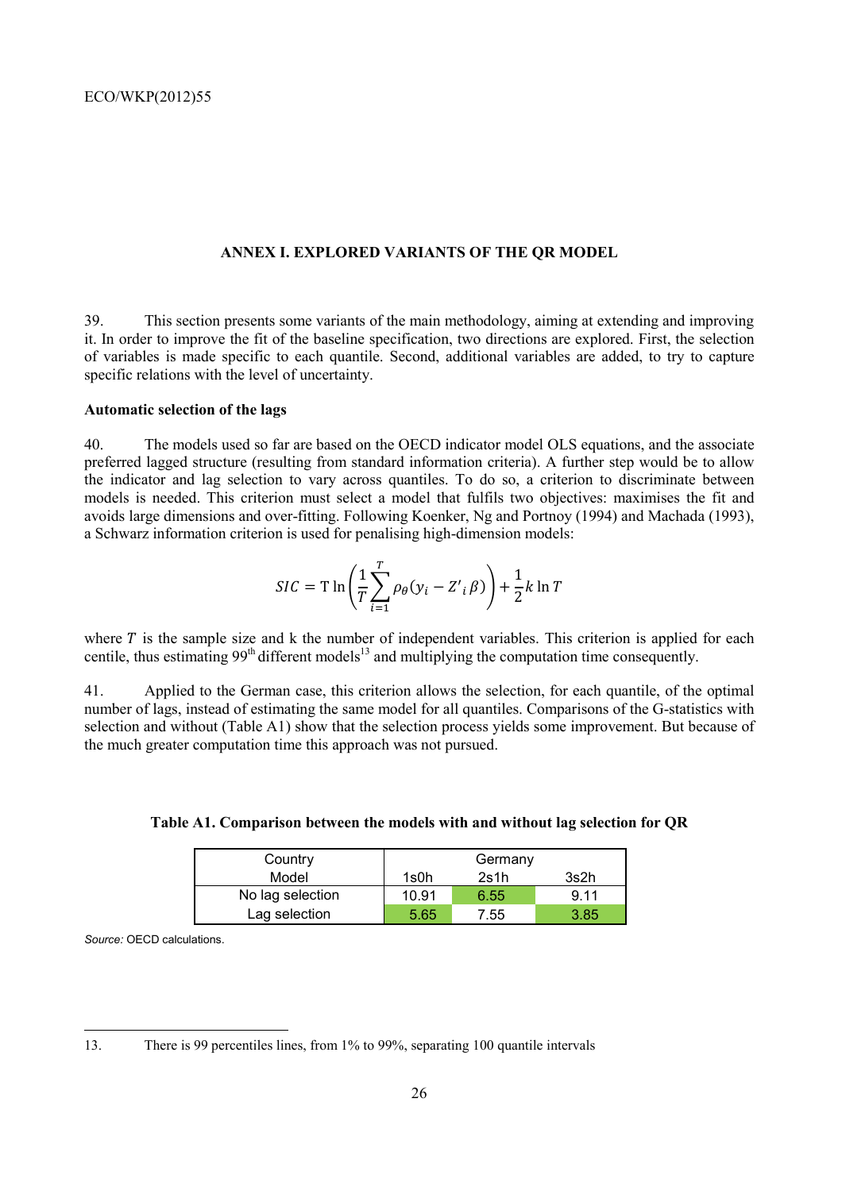## ANNEX I. EXPLORED VARIANTS OF THE QR MODEL

39. This section presents some variants of the main methodology, aiming at extending and improving it. In order to improve the fit of the baseline specification, two directions are explored. First, the selection of variables is made specific to each quantile. Second, additional variables are added, to try to capture specific relations with the level of uncertainty.

**Automatic selection of the lags**

40. The models used so far are based on the OECD indicator model OLS equations, and the associate preferred lagged structure (resulting from standard information criteria). A further step would be to allow the indicator and lag selection to vary across quantiles. To do so, a criterion to discriminate between models is needed. This criterion must select a model that fulfils two objectives: maximises the fit and avoids large dimensions and over-fitting. Following Koenker, Ng and Portnoy (1994) and Machada (1993), a Schwarz information criterion is used for penalising high-dimension models:

$$SIC = \mathrm{T} \ln\left(\frac{1}{T}\sum_{i=1}^{T}\rho_\theta(y_i - Z'_i\,\beta)\right) + \frac{1}{2}k \ln T$$

where $T$ is the sample size and k the number of independent variables. This criterion is applied for each centile, thus estimating 99$^{th}$ different models[13] and multiplying the computation time consequently.

41. Applied to the German case, this criterion allows the selection, for each quantile, of the optimal number of lags, instead of estimating the same model for all quantiles. Comparisons of the G-statistics with selection and without (Table A1) show that the selection process yields some improvement. But because of the much greater computation time this approach was not pursued.

**Table A1. Comparison between the models with and without lag selection for QR**

| Country | Germany | | |
|---|---|---|---|
| Model | 1s0h | 2s1h | 3s2h |
| No lag selection | 10.91 | 6.55 | 9.11 |
| Lag selection | 5.65 | 7.55 | 3.85 |

*Source:* OECD calculations.

13. There is 99 percentiles lines, from 1% to 99%, separating 100 quantile intervals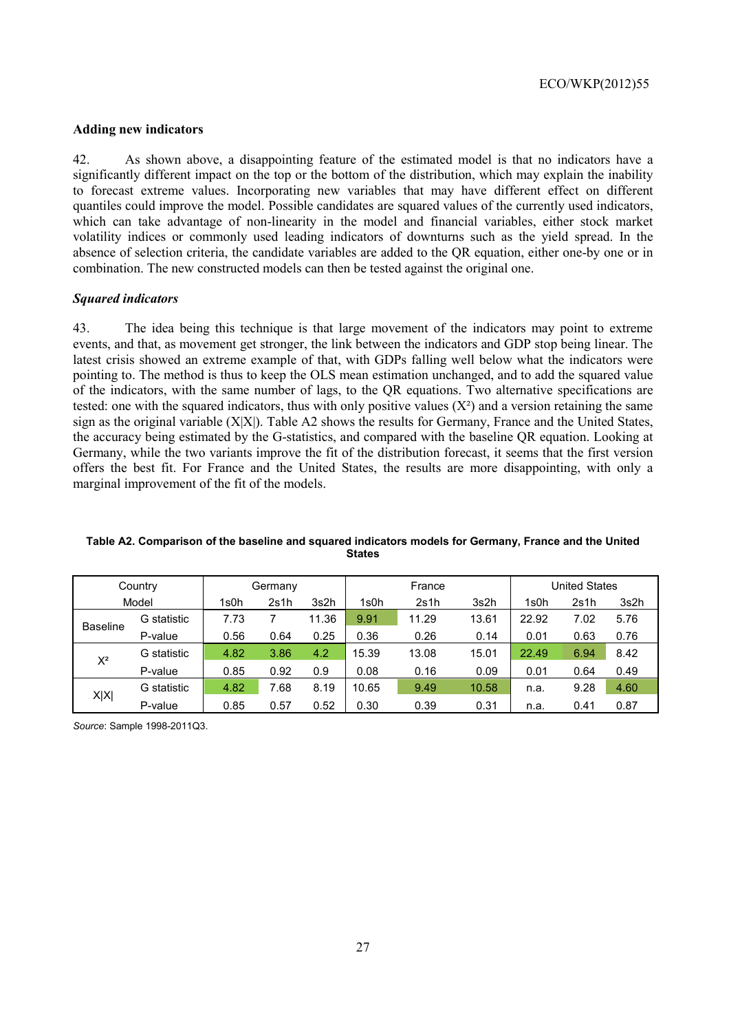### Adding new indicators

42. As shown above, a disappointing feature of the estimated model is that no indicators have a significantly different impact on the top or the bottom of the distribution, which may explain the inability to forecast extreme values. Incorporating new variables that may have different effect on different quantiles could improve the model. Possible candidates are squared values of the currently used indicators, which can take advantage of non-linearity in the model and financial variables, either stock market volatility indices or commonly used leading indicators of downturns such as the yield spread. In the absence of selection criteria, the candidate variables are added to the QR equation, either one-by one or in combination. The new constructed models can then be tested against the original one.

### *Squared indicators*

43. The idea being this technique is that large movement of the indicators may point to extreme events, and that, as movement get stronger, the link between the indicators and GDP stop being linear. The latest crisis showed an extreme example of that, with GDPs falling well below what the indicators were pointing to. The method is thus to keep the OLS mean estimation unchanged, and to add the squared value of the indicators, with the same number of lags, to the QR equations. Two alternative specifications are tested: one with the squared indicators, thus with only positive values ($X^2$) and a version retaining the same sign as the original variable ($X|X|$). Table A2 shows the results for Germany, France and the United States, the accuracy being estimated by the G-statistics, and compared with the baseline QR equation. Looking at Germany, while the two variants improve the fit of the distribution forecast, it seems that the first version offers the best fit. For France and the United States, the results are more disappointing, with only a marginal improvement of the fit of the models.

**Table A2. Comparison of the baseline and squared indicators models for Germany, France and the United States**

| Country | | Germany | | | France | | | United States | | |
|---|---|---|---|---|---|---|---|---|---|---|
| Model | | 1s0h | 2s1h | 3s2h | 1s0h | 2s1h | 3s2h | 1s0h | 2s1h | 3s2h |
| Baseline | G statistic | 7.73 | 7 | 11.36 | 9.91 | 11.29 | 13.61 | 22.92 | 7.02 | 5.76 |
| | P-value | 0.56 | 0.64 | 0.25 | 0.36 | 0.26 | 0.14 | 0.01 | 0.63 | 0.76 |
| $X^2$ | G statistic | 4.82 | 3.86 | 4.2 | 15.39 | 13.08 | 15.01 | 22.49 | 6.94 | 8.42 |
| | P-value | 0.85 | 0.92 | 0.9 | 0.08 | 0.16 | 0.09 | 0.01 | 0.64 | 0.49 |
| $X\|X\|$ | G statistic | 4.82 | 7.68 | 8.19 | 10.65 | 9.49 | 10.58 | n.a. | 9.28 | 4.60 |
| | P-value | 0.85 | 0.57 | 0.52 | 0.30 | 0.39 | 0.31 | n.a. | 0.41 | 0.87 |

*Source*: Sample 1998-2011Q3.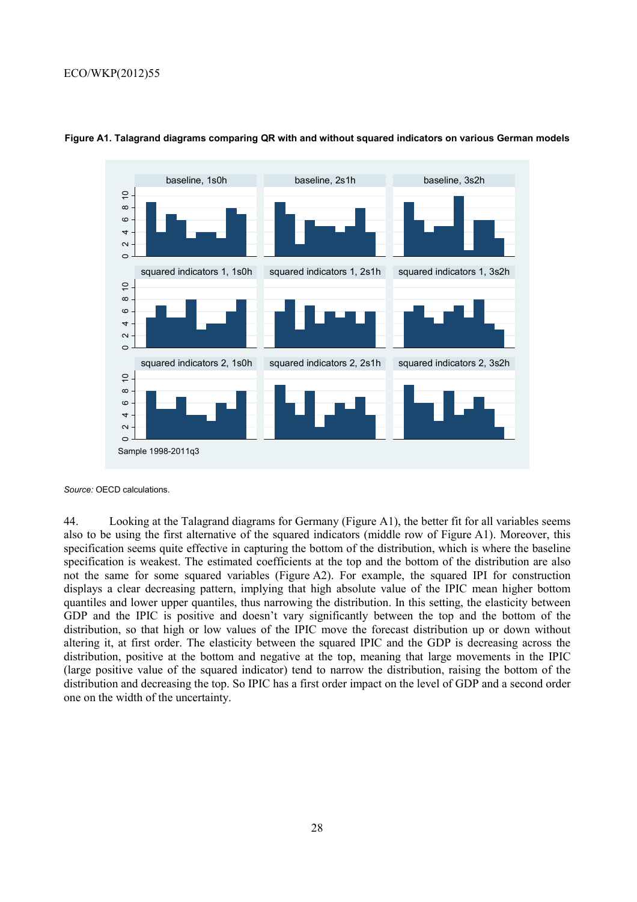**Figure A1. Talagrand diagrams comparing QR with and without squared indicators on various German models**

*Source:* OECD calculations.

44. Looking at the Talagrand diagrams for Germany (Figure A1), the better fit for all variables seems also to be using the first alternative of the squared indicators (middle row of Figure A1). Moreover, this specification seems quite effective in capturing the bottom of the distribution, which is where the baseline specification is weakest. The estimated coefficients at the top and the bottom of the distribution are also not the same for some squared variables (Figure A2). For example, the squared IPI for construction displays a clear decreasing pattern, implying that high absolute value of the IPIC mean higher bottom quantiles and lower upper quantiles, thus narrowing the distribution. In this setting, the elasticity between GDP and the IPIC is positive and doesn't vary significantly between the top and the bottom of the distribution, so that high or low values of the IPIC move the forecast distribution up or down without altering it, at first order. The elasticity between the squared IPIC and the GDP is decreasing across the distribution, positive at the bottom and negative at the top, meaning that large movements in the IPIC (large positive value of the squared indicator) tend to narrow the distribution, raising the bottom of the distribution and decreasing the top. So IPIC has a first order impact on the level of GDP and a second order one on the width of the uncertainty.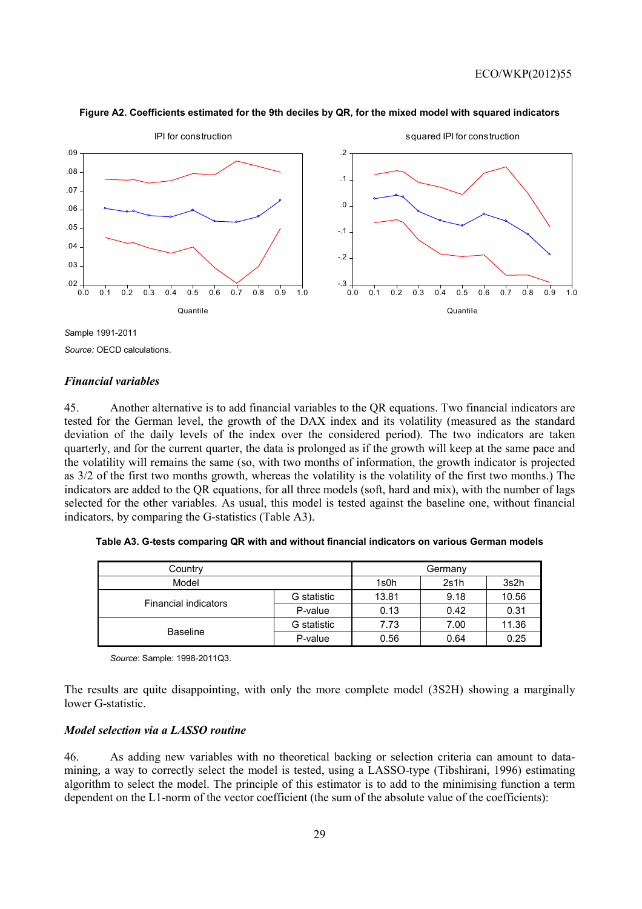**Figure A2. Coefficients estimated for the 9th deciles by QR, for the mixed model with squared indicators**

*Sample* 1991-2011

*Source:* OECD calculations.

### *Financial variables*

45. Another alternative is to add financial variables to the QR equations. Two financial indicators are tested for the German level, the growth of the DAX index and its volatility (measured as the standard deviation of the daily levels of the index over the considered period). The two indicators are taken quarterly, and for the current quarter, the data is prolonged as if the growth will keep at the same pace and the volatility will remains the same (so, with two months of information, the growth indicator is projected as 3/2 of the first two months growth, whereas the volatility is the volatility of the first two months.) The indicators are added to the QR equations, for all three models (soft, hard and mix), with the number of lags selected for the other variables. As usual, this model is tested against the baseline one, without financial indicators, by comparing the G-statistics (Table A3).

**Table A3. G-tests comparing QR with and without financial indicators on various German models**

| Country | | Germany | | |
|---|---|---|---|---|
| Model | | 1s0h | 2s1h | 3s2h |
| Financial indicators | G statistic | 13.81 | 9.18 | 10.56 |
| | P-value | 0.13 | 0.42 | 0.31 |
| Baseline | G statistic | 7.73 | 7.00 | 11.36 |
| | P-value | 0.56 | 0.64 | 0.25 |

*Source*: Sample: 1998-2011Q3.

The results are quite disappointing, with only the more complete model (3S2H) showing a marginally lower G-statistic.

### *Model selection via a LASSO routine*

46. As adding new variables with no theoretical backing or selection criteria can amount to data-mining, a way to correctly select the model is tested, using a LASSO-type (Tibshirani, 1996) estimating algorithm to select the model. The principle of this estimator is to add to the minimising function a term dependent on the L1-norm of the vector coefficient (the sum of the absolute value of the coefficients):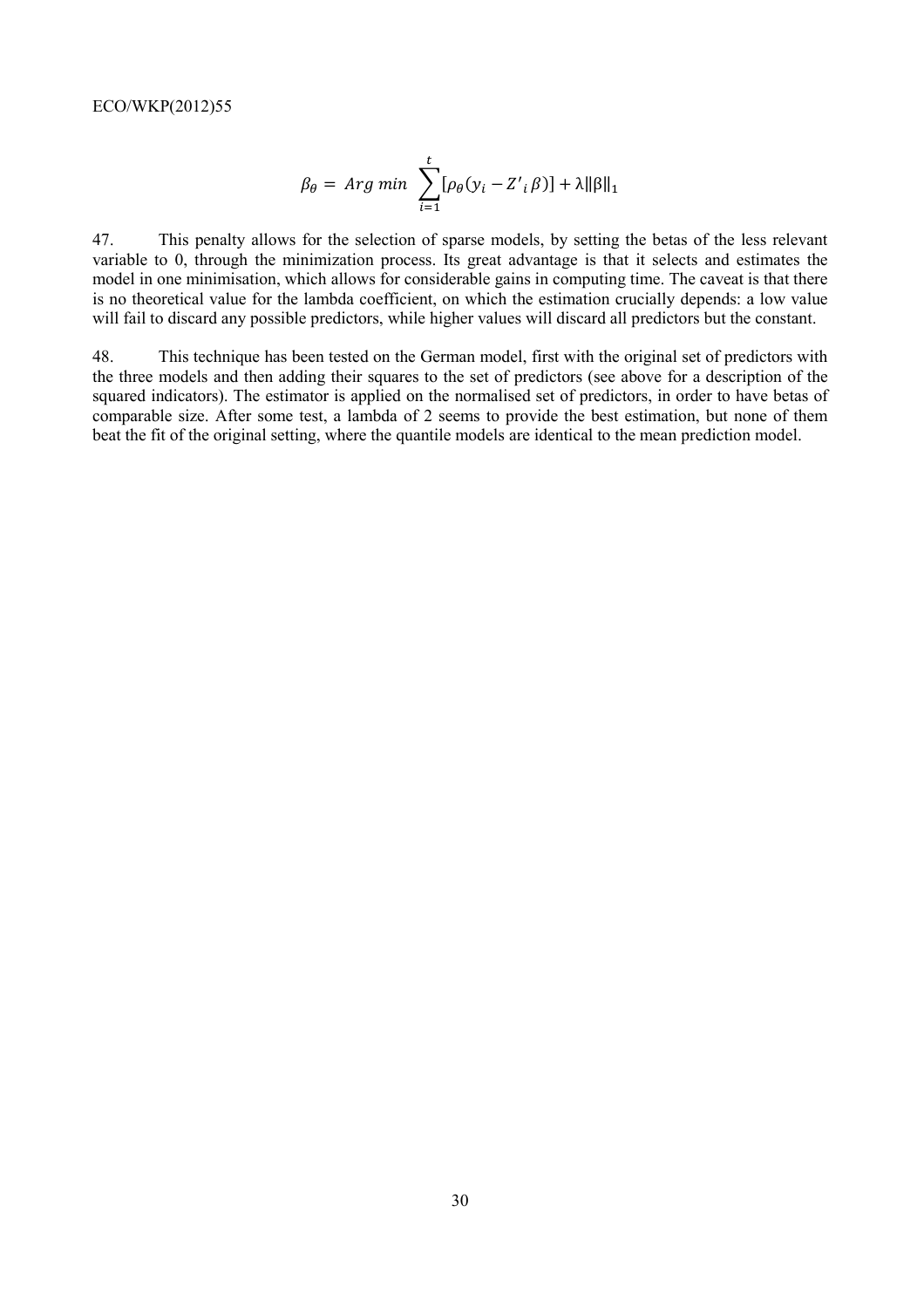$$\beta_\theta = Arg\ min\ \sum_{i=1}^{t}[\rho_\theta(y_i - Z'_i\beta)] + \lambda\|\beta\|_1$$

47. This penalty allows for the selection of sparse models, by setting the betas of the less relevant variable to 0, through the minimization process. Its great advantage is that it selects and estimates the model in one minimisation, which allows for considerable gains in computing time. The caveat is that there is no theoretical value for the lambda coefficient, on which the estimation crucially depends: a low value will fail to discard any possible predictors, while higher values will discard all predictors but the constant.

48. This technique has been tested on the German model, first with the original set of predictors with the three models and then adding their squares to the set of predictors (see above for a description of the squared indicators). The estimator is applied on the normalised set of predictors, in order to have betas of comparable size. After some test, a lambda of 2 seems to provide the best estimation, but none of them beat the fit of the original setting, where the quantile models are identical to the mean prediction model.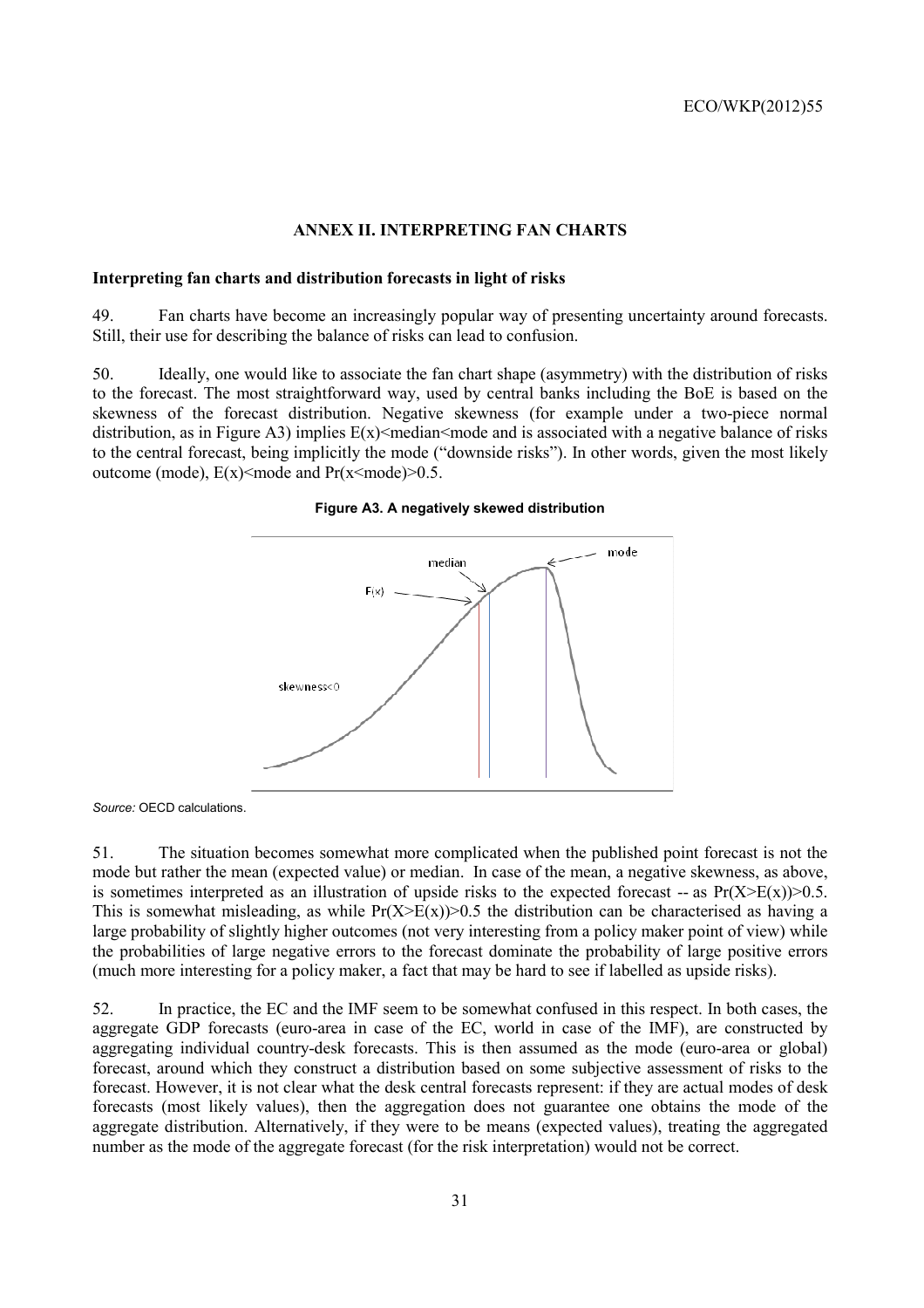## ANNEX II. INTERPRETING FAN CHARTS

### Interpreting fan charts and distribution forecasts in light of risks

49. Fan charts have become an increasingly popular way of presenting uncertainty around forecasts. Still, their use for describing the balance of risks can lead to confusion.

50. Ideally, one would like to associate the fan chart shape (asymmetry) with the distribution of risks to the forecast. The most straightforward way, used by central banks including the BoE is based on the skewness of the forecast distribution. Negative skewness (for example under a two-piece normal distribution, as in Figure A3) implies $E(x)<\text{median}<\text{mode}$ and is associated with a negative balance of risks to the central forecast, being implicitly the mode ("downside risks"). In other words, given the most likely outcome (mode), $E(x)<\text{mode}$ and $\Pr(x<\text{mode})>0.5$.

**Figure A3. A negatively skewed distribution**

*Source:* OECD calculations.

51. The situation becomes somewhat more complicated when the published point forecast is not the mode but rather the mean (expected value) or median. In case of the mean, a negative skewness, as above, is sometimes interpreted as an illustration of upside risks to the expected forecast -- as $\Pr(X>E(x))>0.5$. This is somewhat misleading, as while $\Pr(X>E(x))>0.5$ the distribution can be characterised as having a large probability of slightly higher outcomes (not very interesting from a policy maker point of view) while the probabilities of large negative errors to the forecast dominate the probability of large positive errors (much more interesting for a policy maker, a fact that may be hard to see if labelled as upside risks).

52. In practice, the EC and the IMF seem to be somewhat confused in this respect. In both cases, the aggregate GDP forecasts (euro-area in case of the EC, world in case of the IMF), are constructed by aggregating individual country-desk forecasts. This is then assumed as the mode (euro-area or global) forecast, around which they construct a distribution based on some subjective assessment of risks to the forecast. However, it is not clear what the desk central forecasts represent: if they are actual modes of desk forecasts (most likely values), then the aggregation does not guarantee one obtains the mode of the aggregate distribution. Alternatively, if they were to be means (expected values), treating the aggregated number as the mode of the aggregate forecast (for the risk interpretation) would not be correct.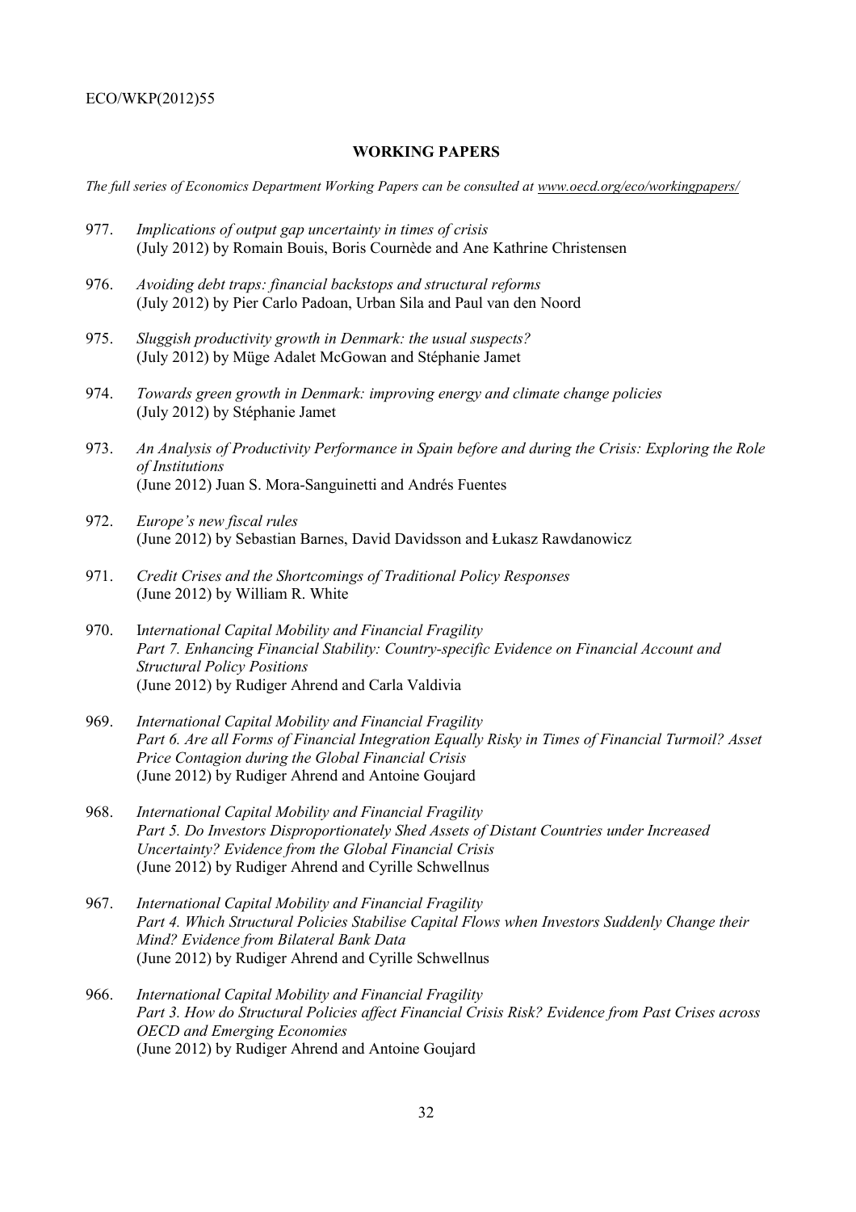**WORKING PAPERS**

*The full series of Economics Department Working Papers can be consulted at www.oecd.org/eco/workingpapers/*

977. *Implications of output gap uncertainty in times of crisis*
(July 2012) by Romain Bouis, Boris Cournède and Ane Kathrine Christensen

976. *Avoiding debt traps: financial backstops and structural reforms*
(July 2012) by Pier Carlo Padoan, Urban Sila and Paul van den Noord

975. *Sluggish productivity growth in Denmark: the usual suspects?*
(July 2012) by Müge Adalet McGowan and Stéphanie Jamet

974. *Towards green growth in Denmark: improving energy and climate change policies*
(July 2012) by Stéphanie Jamet

973. *An Analysis of Productivity Performance in Spain before and during the Crisis: Exploring the Role of Institutions*
(June 2012) Juan S. Mora-Sanguinetti and Andrés Fuentes

972. *Europe's new fiscal rules*
(June 2012) by Sebastian Barnes, David Davidsson and Łukasz Rawdanowicz

971. *Credit Crises and the Shortcomings of Traditional Policy Responses*
(June 2012) by William R. White

970. I*nternational Capital Mobility and Financial Fragility*
*Part 7. Enhancing Financial Stability: Country-specific Evidence on Financial Account and Structural Policy Positions*
(June 2012) by Rudiger Ahrend and Carla Valdivia

969. *International Capital Mobility and Financial Fragility*
*Part 6. Are all Forms of Financial Integration Equally Risky in Times of Financial Turmoil? Asset Price Contagion during the Global Financial Crisis*
(June 2012) by Rudiger Ahrend and Antoine Goujard

968. *International Capital Mobility and Financial Fragility*
*Part 5. Do Investors Disproportionately Shed Assets of Distant Countries under Increased Uncertainty? Evidence from the Global Financial Crisis*
(June 2012) by Rudiger Ahrend and Cyrille Schwellnus

967. *International Capital Mobility and Financial Fragility*
*Part 4. Which Structural Policies Stabilise Capital Flows when Investors Suddenly Change their Mind? Evidence from Bilateral Bank Data*
(June 2012) by Rudiger Ahrend and Cyrille Schwellnus

966. *International Capital Mobility and Financial Fragility*
*Part 3. How do Structural Policies affect Financial Crisis Risk? Evidence from Past Crises across OECD and Emerging Economies*
(June 2012) by Rudiger Ahrend and Antoine Goujard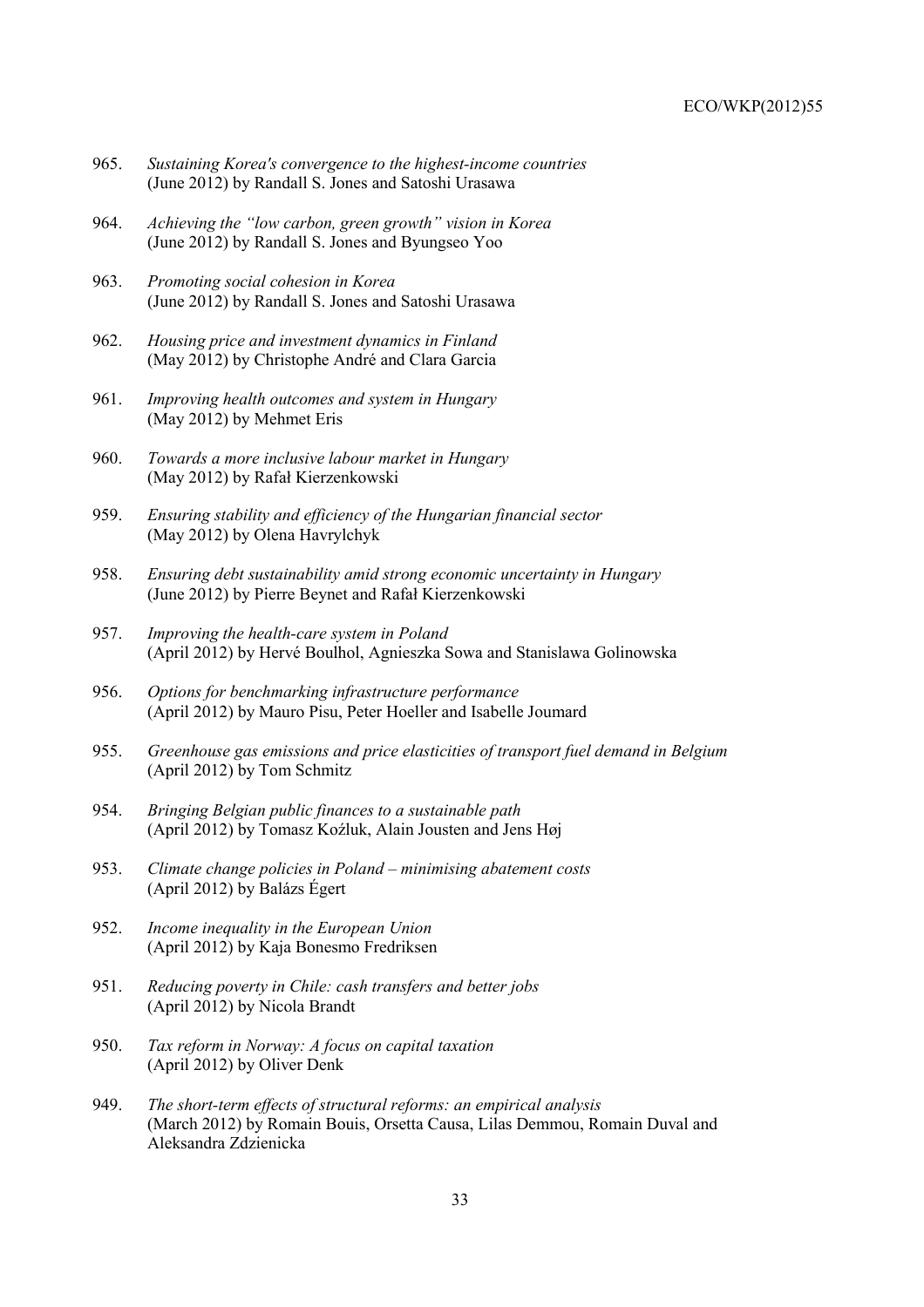965. *Sustaining Korea's convergence to the highest-income countries*
(June 2012) by Randall S. Jones and Satoshi Urasawa

964. *Achieving the "low carbon, green growth" vision in Korea*
(June 2012) by Randall S. Jones and Byungseo Yoo

963. *Promoting social cohesion in Korea*
(June 2012) by Randall S. Jones and Satoshi Urasawa

962. *Housing price and investment dynamics in Finland*
(May 2012) by Christophe André and Clara Garcia

961. *Improving health outcomes and system in Hungary*
(May 2012) by Mehmet Eris

960. *Towards a more inclusive labour market in Hungary*
(May 2012) by Rafał Kierzenkowski

959. *Ensuring stability and efficiency of the Hungarian financial sector*
(May 2012) by Olena Havrylchyk

958. *Ensuring debt sustainability amid strong economic uncertainty in Hungary*
(June 2012) by Pierre Beynet and Rafał Kierzenkowski

957. *Improving the health-care system in Poland*
(April 2012) by Hervé Boulhol, Agnieszka Sowa and Stanislawa Golinowska

956. *Options for benchmarking infrastructure performance*
(April 2012) by Mauro Pisu, Peter Hoeller and Isabelle Joumard

955. *Greenhouse gas emissions and price elasticities of transport fuel demand in Belgium*
(April 2012) by Tom Schmitz

954. *Bringing Belgian public finances to a sustainable path*
(April 2012) by Tomasz Koźluk, Alain Jousten and Jens Høj

953. *Climate change policies in Poland – minimising abatement costs*
(April 2012) by Balázs Égert

952. *Income inequality in the European Union*
(April 2012) by Kaja Bonesmo Fredriksen

951. *Reducing poverty in Chile: cash transfers and better jobs*
(April 2012) by Nicola Brandt

950. *Tax reform in Norway: A focus on capital taxation*
(April 2012) by Oliver Denk

949. *The short-term effects of structural reforms: an empirical analysis*
(March 2012) by Romain Bouis, Orsetta Causa, Lilas Demmou, Romain Duval and Aleksandra Zdzienicka